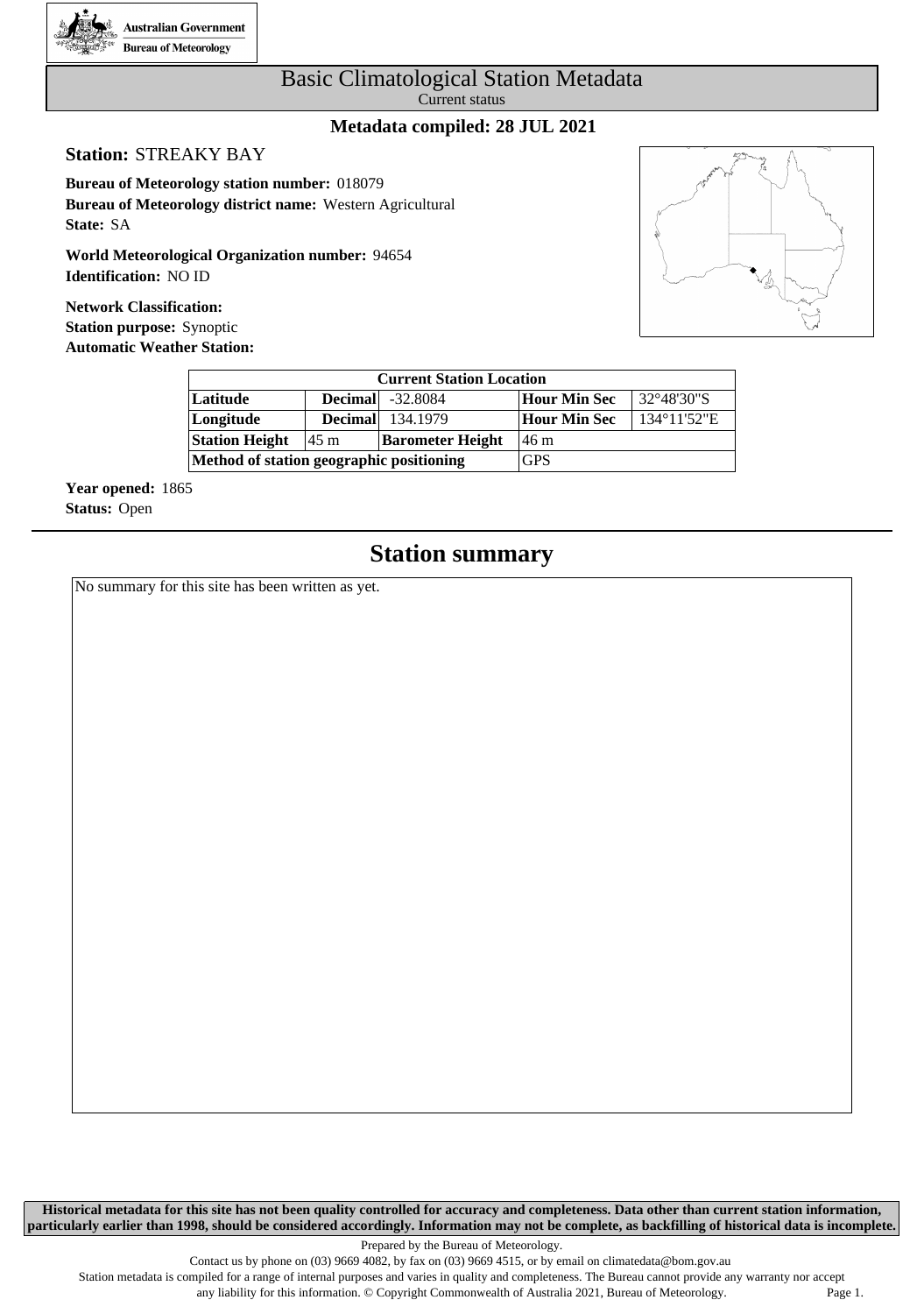Australian Government
Bureau of Meteorology

# Basic Climatological Station Metadata

Current status

**Metadata compiled: 28 JUL 2021**

**Station:** STREAKY BAY

**Bureau of Meteorology station number:** 018079
**Bureau of Meteorology district name:** Western Agricultural
**State:** SA

**World Meteorological Organization number:** 94654
**Identification:** NO ID

**Network Classification:**
**Station purpose:** Synoptic
**Automatic Weather Station:**

| Current Station Location | | | | | |
|---|---|---|---|---|---|
| **Latitude** | **Decimal** | -32.8084 | **Hour Min Sec** | 32°48'30"S | |
| **Longitude** | **Decimal** | 134.1979 | **Hour Min Sec** | 134°11'52"E | |
| **Station Height** | 45 m | **Barometer Height** | 46 m | | |
| **Method of station geographic positioning** | | | GPS | | |

**Year opened:** 1865
**Status:** Open

## Station summary

No summary for this site has been written as yet.

**Historical metadata for this site has not been quality controlled for accuracy and completeness. Data other than current station information, particularly earlier than 1998, should be considered accordingly. Information may not be complete, as backfilling of historical data is incomplete.**

Prepared by the Bureau of Meteorology.
Contact us by phone on (03) 9669 4082, by fax on (03) 9669 4515, or by email on climatedata@bom.gov.au
Station metadata is compiled for a range of internal purposes and varies in quality and completeness. The Bureau cannot provide any warranty nor accept any liability for this information. © Copyright Commonwealth of Australia 2021, Bureau of Meteorology.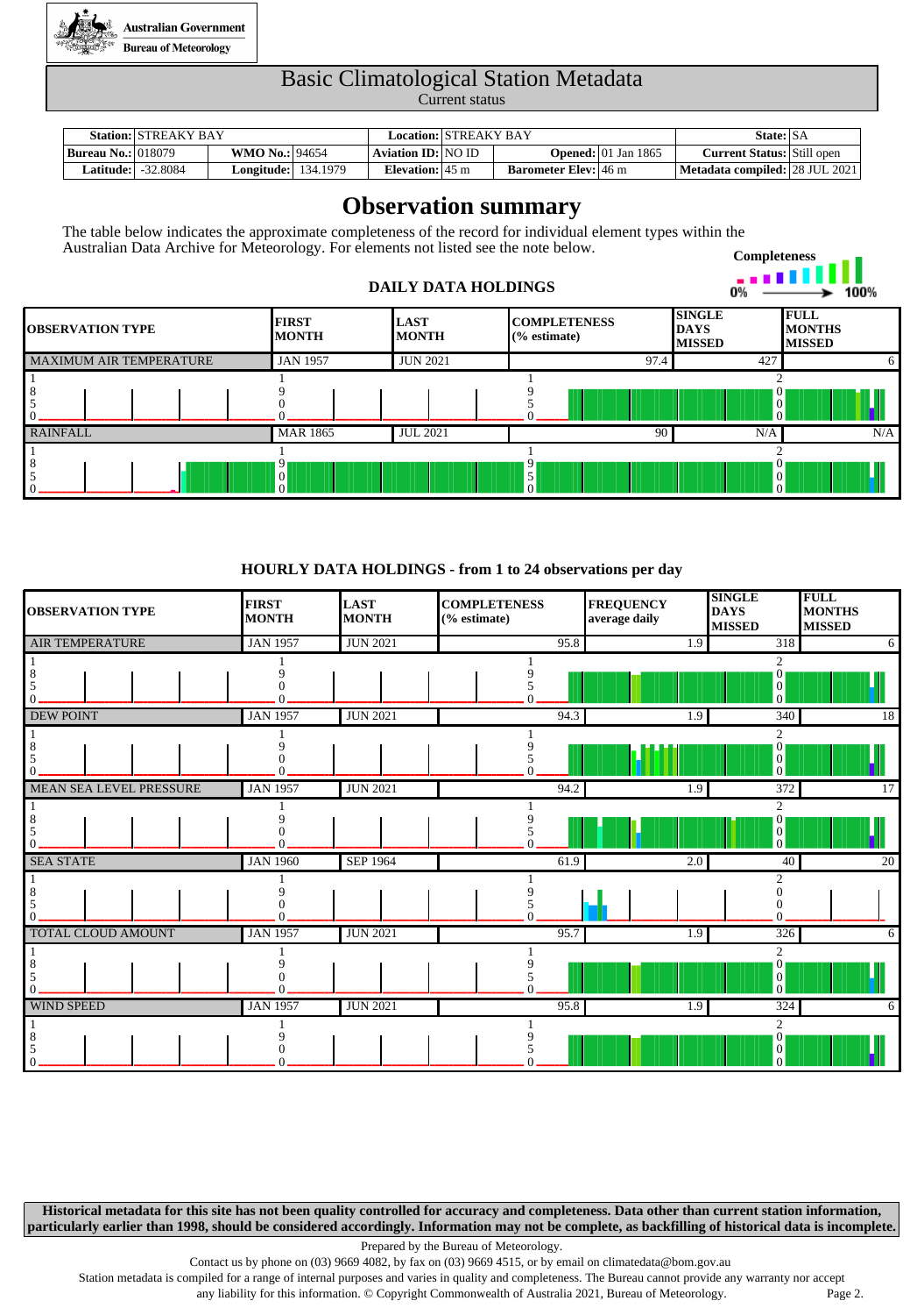Australian Government
Bureau of Meteorology

# Basic Climatological Station Metadata

Current status

| Station: | STREAKY BAY | | | Location: | STREAKY BAY | | | State: | SA |
|---|---|---|---|---|---|---|---|---|---|
| Bureau No.: | 018079 | WMO No.: | 94654 | Aviation ID: | NO ID | Opened: | 01 Jan 1865 | Current Status: | Still open |
| Latitude: | -32.8084 | Longitude: | 134.1979 | Elevation: | 45 m | Barometer Elev: | 46 m | Metadata compiled: | 28 JUL 2021 |

## Observation summary

The table below indicates the approximate completeness of the record for individual element types within the Australian Data Archive for Meteorology. For elements not listed see the note below.

Completeness 0% → 100%

### DAILY DATA HOLDINGS

| OBSERVATION TYPE | FIRST MONTH | LAST MONTH | COMPLETENESS (% estimate) | SINGLE DAYS MISSED | FULL MONTHS MISSED |
|---|---|---|---|---|---|
| MAXIMUM AIR TEMPERATURE | JAN 1957 | JUN 2021 | 97.4 | 427 | 6 |
| RAINFALL | MAR 1865 | JUL 2021 | 90 | N/A | N/A |

### HOURLY DATA HOLDINGS - from 1 to 24 observations per day

| OBSERVATION TYPE | FIRST MONTH | LAST MONTH | COMPLETENESS (% estimate) | FREQUENCY average daily | SINGLE DAYS MISSED | FULL MONTHS MISSED |
|---|---|---|---|---|---|---|
| AIR TEMPERATURE | JAN 1957 | JUN 2021 | 95.8 | 1.9 | 318 | 6 |
| DEW POINT | JAN 1957 | JUN 2021 | 94.3 | 1.9 | 340 | 18 |
| MEAN SEA LEVEL PRESSURE | JAN 1957 | JUN 2021 | 94.2 | 1.9 | 372 | 17 |
| SEA STATE | JAN 1960 | SEP 1964 | 61.9 | 2.0 | 40 | 20 |
| TOTAL CLOUD AMOUNT | JAN 1957 | JUN 2021 | 95.7 | 1.9 | 326 | 6 |
| WIND SPEED | JAN 1957 | JUN 2021 | 95.8 | 1.9 | 324 | 6 |

**Historical metadata for this site has not been quality controlled for accuracy and completeness. Data other than current station information, particularly earlier than 1998, should be considered accordingly. Information may not be complete, as backfilling of historical data is incomplete.**

Prepared by the Bureau of Meteorology.
Contact us by phone on (03) 9669 4082, by fax on (03) 9669 4515, or by email on climatedata@bom.gov.au
Station metadata is compiled for a range of internal purposes and varies in quality and completeness. The Bureau cannot provide any warranty nor accept any liability for this information. © Copyright Commonwealth of Australia 2021, Bureau of Meteorology.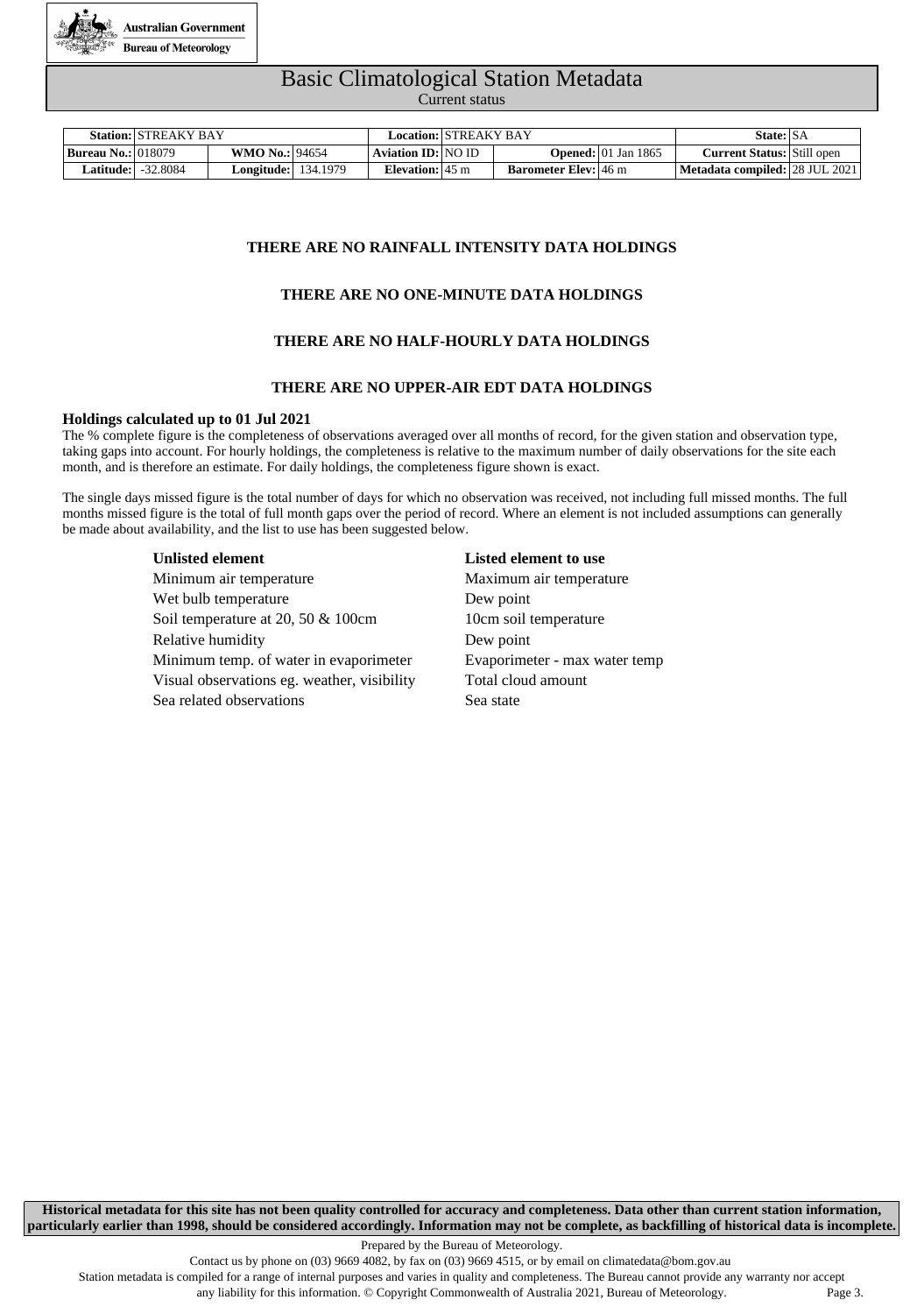# Basic Climatological Station Metadata

Current status

| **Station:** | STREAKY BAY | | | **Location:** | STREAKY BAY | | | **State:** | SA |
|---|---|---|---|---|---|---|---|---|---|
| **Bureau No.:** | 018079 | **WMO No.:** | 94654 | **Aviation ID:** | NO ID | **Opened:** | 01 Jan 1865 | **Current Status:** | Still open |
| **Latitude:** | -32.8084 | **Longitude:** | 134.1979 | **Elevation:** | 45 m | **Barometer Elev:** | 46 m | **Metadata compiled:** | 28 JUL 2021 |

**THERE ARE NO RAINFALL INTENSITY DATA HOLDINGS**

**THERE ARE NO ONE-MINUTE DATA HOLDINGS**

**THERE ARE NO HALF-HOURLY DATA HOLDINGS**

**THERE ARE NO UPPER-AIR EDT DATA HOLDINGS**

**Holdings calculated up to 01 Jul 2021**

The % complete figure is the completeness of observations averaged over all months of record, for the given station and observation type, taking gaps into account. For hourly holdings, the completeness is relative to the maximum number of daily observations for the site each month, and is therefore an estimate. For daily holdings, the completeness figure shown is exact.

The single days missed figure is the total number of days for which no observation was received, not including full missed months. The full months missed figure is the total of full month gaps over the period of record. Where an element is not included assumptions can generally be made about availability, and the list to use has been suggested below.

| Unlisted element | Listed element to use |
|---|---|
| Minimum air temperature | Maximum air temperature |
| Wet bulb temperature | Dew point |
| Soil temperature at 20, 50 & 100cm | 10cm soil temperature |
| Relative humidity | Dew point |
| Minimum temp. of water in evaporimeter | Evaporimeter - max water temp |
| Visual observations eg. weather, visibility | Total cloud amount |
| Sea related observations | Sea state |

**Historical metadata for this site has not been quality controlled for accuracy and completeness. Data other than current station information, particularly earlier than 1998, should be considered accordingly. Information may not be complete, as backfilling of historical data is incomplete.**

Prepared by the Bureau of Meteorology.

Contact us by phone on (03) 9669 4082, by fax on (03) 9669 4515, or by email on climatedata@bom.gov.au

Station metadata is compiled for a range of internal purposes and varies in quality and completeness. The Bureau cannot provide any warranty nor accept any liability for this information. © Copyright Commonwealth of Australia 2021, Bureau of Meteorology.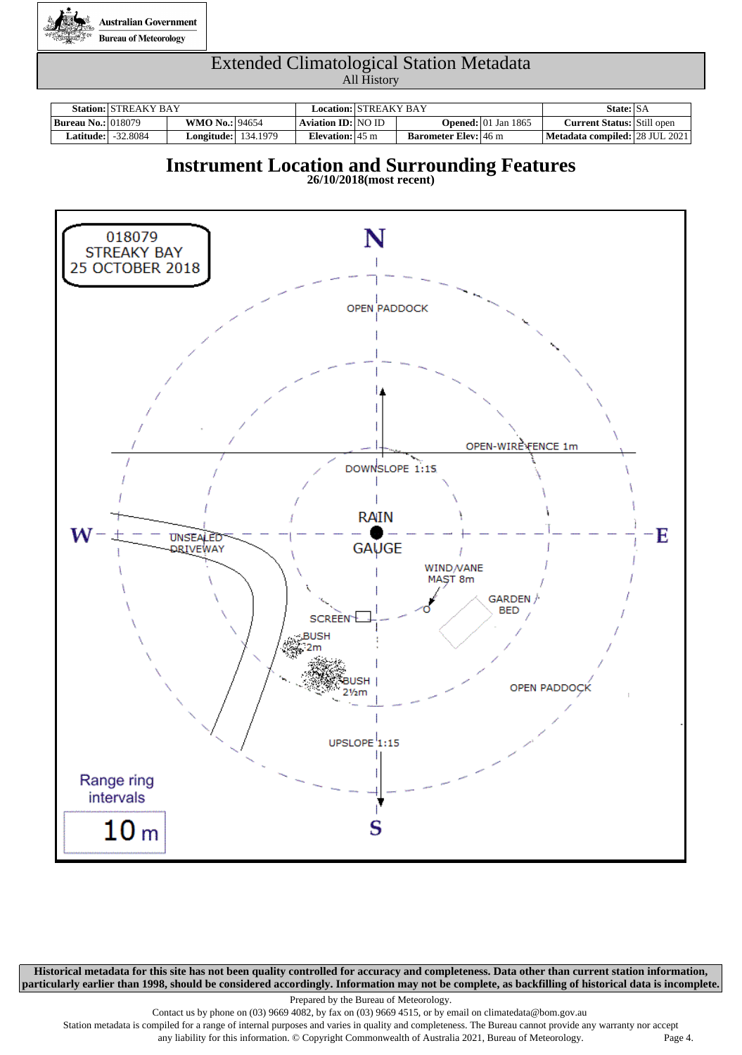Australian Government
Bureau of Meteorology

# Extended Climatological Station Metadata

All History

| **Station:** | STREAKY BAY | | | **Location:** | STREAKY BAY | | | **State:** | SA |
|---|---|---|---|---|---|---|---|---|---|
| **Bureau No.:** | 018079 | **WMO No.:** | 94654 | **Aviation ID:** | NO ID | **Opened:** | 01 Jan 1865 | **Current Status:** | Still open |
| **Latitude:** | -32.8084 | **Longitude:** | 134.1979 | **Elevation:** | 45 m | **Barometer Elev:** | 46 m | **Metadata compiled:** | 28 JUL 2021 |

## Instrument Location and Surrounding Features

**26/10/2018(most recent)**

018079
STREAKY BAY
25 OCTOBER 2018

N

OPEN PADDOCK

OPEN-WIRE FENCE 1m

DOWNSLOPE 1:15

W

UNSEALED DRIVEWAY

RAIN GAUGE

E

WIND VANE MAST 8m

GARDEN BED

SCREEN

BUSH 2m

BUSH 2½m

OPEN PADDOCK

UPSLOPE 1:15

S

Range ring intervals

10 m

**Historical metadata for this site has not been quality controlled for accuracy and completeness. Data other than current station information, particularly earlier than 1998, should be considered accordingly. Information may not be complete, as backfilling of historical data is incomplete.**

Prepared by the Bureau of Meteorology.

Contact us by phone on (03) 9669 4082, by fax on (03) 9669 4515, or by email on climatedata@bom.gov.au

Station metadata is compiled for a range of internal purposes and varies in quality and completeness. The Bureau cannot provide any warranty nor accept any liability for this information. © Copyright Commonwealth of Australia 2021, Bureau of Meteorology.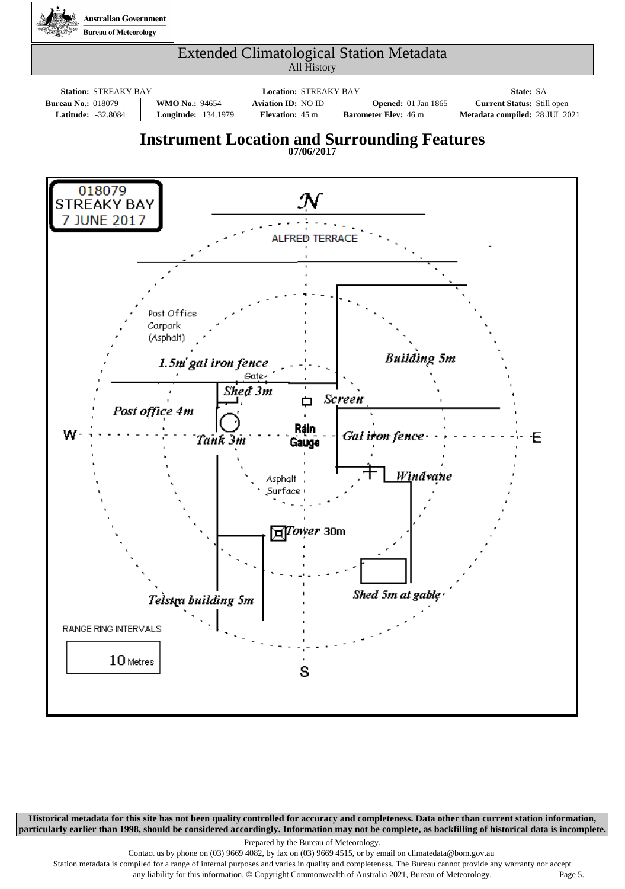Australian Government
Bureau of Meteorology

# Extended Climatological Station Metadata
All History

| Station: | STREAKY BAY | | | Location: | STREAKY BAY | | | State: | SA |
|---|---|---|---|---|---|---|---|---|---|
| Bureau No.: | 018079 | WMO No.: | 94654 | Aviation ID: | NO ID | Opened: | 01 Jan 1865 | Current Status: | Still open |
| Latitude: | -32.8084 | Longitude: | 134.1979 | Elevation: | 45 m | Barometer Elev: | 46 m | Metadata compiled: | 28 JUL 2021 |

## Instrument Location and Surrounding Features
**07/06/2017**

018079
STREAKY BAY
7 JUNE 2017

N

ALFRED TERRACE

Post Office
Carpark
(Asphalt)

*1.5m gal iron fence*

Gate

*Shed 3m*

Screen

*Building 5m*

*Post office 4m*

W

*Tank 3m*

Rain Gauge

*Gal iron fence*

E

*Windvane*

Asphalt
Surface

Tower 30m

*Telstra building 5m*

*Shed 5m at gable*

RANGE RING INTERVALS

10 Metres

S

**Historical metadata for this site has not been quality controlled for accuracy and completeness. Data other than current station information, particularly earlier than 1998, should be considered accordingly. Information may not be complete, as backfilling of historical data is incomplete.**

Prepared by the Bureau of Meteorology.
Contact us by phone on (03) 9669 4082, by fax on (03) 9669 4515, or by email on climatedata@bom.gov.au
Station metadata is compiled for a range of internal purposes and varies in quality and completeness. The Bureau cannot provide any warranty nor accept any liability for this information. © Copyright Commonwealth of Australia 2021, Bureau of Meteorology.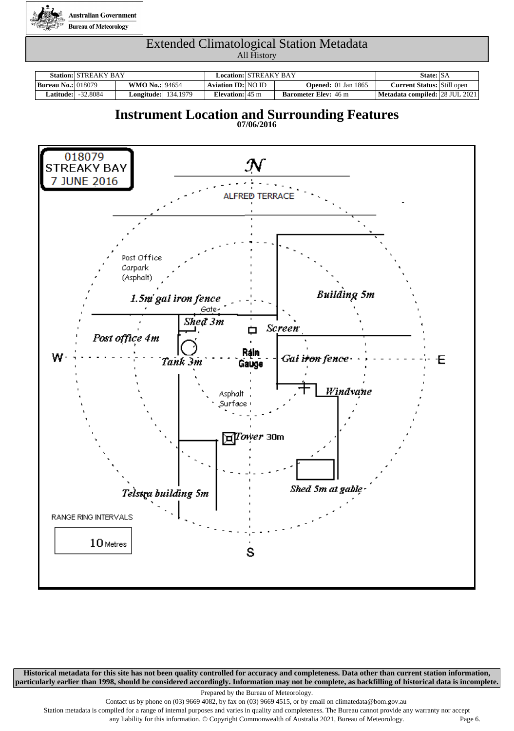Australian Government
Bureau of Meteorology

# Extended Climatological Station Metadata
All History

| **Station:** | STREAKY BAY | | | **Location:** | STREAKY BAY | | | **State:** | SA |
|---|---|---|---|---|---|---|---|---|---|
| **Bureau No.:** | 018079 | **WMO No.:** | 94654 | **Aviation ID:** | NO ID | **Opened:** | 01 Jan 1865 | **Current Status:** | Still open |
| **Latitude:** | -32.8084 | **Longitude:** | 134.1979 | **Elevation:** | 45 m | **Barometer Elev:** | 46 m | **Metadata compiled:** | 28 JUL 2021 |

## Instrument Location and Surrounding Features
**07/06/2016**

018079
STREAKY BAY
7 JUNE 2016

N

ALFRED TERRACE

Post Office Carpark (Asphalt)

1.5m gal iron fence

Gate

Shed 3m

Screen

Building 5m

Post office 4m

W

Tank 3m

Rain Gauge

Gal iron fence

E

Windvane

Asphalt Surface

Tower 30m

Telstra building 5m

Shed 5m at gable

RANGE RING INTERVALS

10 Metres

S

**Historical metadata for this site has not been quality controlled for accuracy and completeness. Data other than current station information, particularly earlier than 1998, should be considered accordingly. Information may not be complete, as backfilling of historical data is incomplete.**

Prepared by the Bureau of Meteorology.
Contact us by phone on (03) 9669 4082, by fax on (03) 9669 4515, or by email on climatedata@bom.gov.au
Station metadata is compiled for a range of internal purposes and varies in quality and completeness. The Bureau cannot provide any warranty nor accept any liability for this information. © Copyright Commonwealth of Australia 2021, Bureau of Meteorology.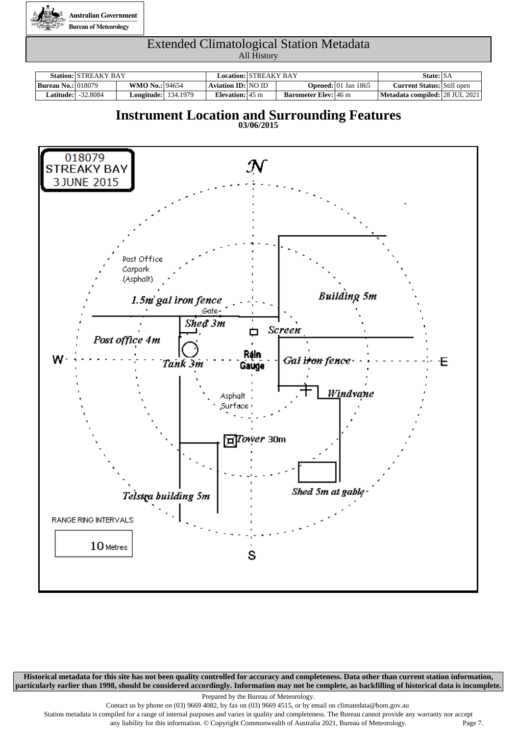Australian Government
Bureau of Meteorology

# Extended Climatological Station Metadata

All History

| **Station:** | STREAKY BAY | | | **Location:** | STREAKY BAY | | | **State:** | SA |
|---|---|---|---|---|---|---|---|---|---|
| **Bureau No.:** | 018079 | **WMO No.:** | 94654 | **Aviation ID:** | NO ID | **Opened:** | 01 Jan 1865 | **Current Status:** | Still open |
| **Latitude:** | -32.8084 | **Longitude:** | 134.1979 | **Elevation:** | 45 m | **Barometer Elev:** | 46 m | **Metadata compiled:** | 28 JUL 2021 |

## Instrument Location and Surrounding Features

**03/06/2015**

018079
STREAKY BAY
3 JUNE 2015

N

W

E

S

Post Office Carpark (Asphalt)

1.5m gal iron fence

Gate

Shed 3m

Screen

Building 5m

Post office 4m

Rain Gauge

Tank 3m

Gal iron fence

Windvane

Asphalt Surface

Tower 30m

Telstra building 5m

Shed 5m at gable

RANGE RING INTERVALS

10 Metres

**Historical metadata for this site has not been quality controlled for accuracy and completeness. Data other than current station information, particularly earlier than 1998, should be considered accordingly. Information may not be complete, as backfilling of historical data is incomplete.**

Prepared by the Bureau of Meteorology.

Contact us by phone on (03) 9669 4082, by fax on (03) 9669 4515, or by email on climatedata@bom.gov.au

Station metadata is compiled for a range of internal purposes and varies in quality and completeness. The Bureau cannot provide any warranty nor accept any liability for this information. © Copyright Commonwealth of Australia 2021, Bureau of Meteorology.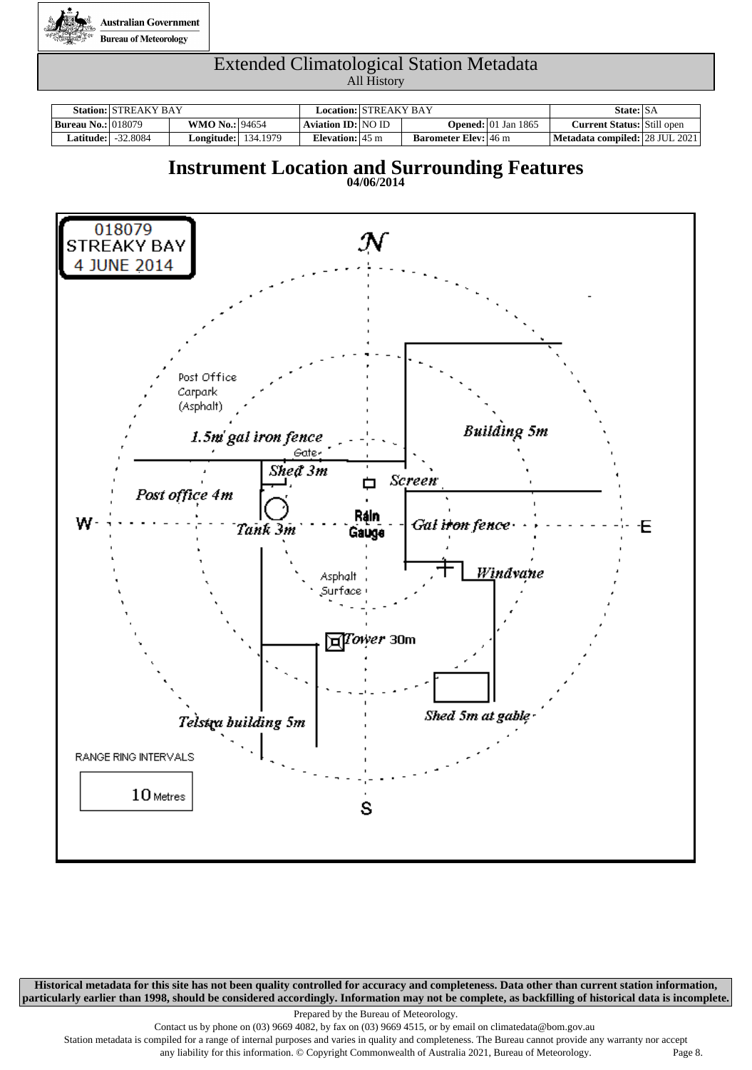Australian Government
Bureau of Meteorology

# Extended Climatological Station Metadata
All History

| **Station:** | STREAKY BAY | | | **Location:** | STREAKY BAY | | | **State:** | SA |
|---|---|---|---|---|---|---|---|---|---|
| **Bureau No.:** | 018079 | **WMO No.:** | 94654 | **Aviation ID:** | NO ID | **Opened:** | 01 Jan 1865 | **Current Status:** | Still open |
| **Latitude:** | -32.8084 | **Longitude:** | 134.1979 | **Elevation:** | 45 m | **Barometer Elev:** | 46 m | **Metadata compiled:** | 28 JUL 2021 |

## Instrument Location and Surrounding Features
**04/06/2014**

018079
STREAKY BAY
4 JUNE 2014

N

Post Office Carpark (Asphalt)

1.5m gal iron fence

Gate

Shed 3m

Building 5m

Screen

Post office 4m

W

Rain Gauge

Tank 3m

Gal iron fence

E

Windvane

Asphalt Surface

Tower 30m

Telstra building 5m

Shed 5m at gable

RANGE RING INTERVALS

10 Metres

S

**Historical metadata for this site has not been quality controlled for accuracy and completeness. Data other than current station information, particularly earlier than 1998, should be considered accordingly. Information may not be complete, as backfilling of historical data is incomplete.**

Prepared by the Bureau of Meteorology.
Contact us by phone on (03) 9669 4082, by fax on (03) 9669 4515, or by email on climatedata@bom.gov.au
Station metadata is compiled for a range of internal purposes and varies in quality and completeness. The Bureau cannot provide any warranty nor accept any liability for this information. © Copyright Commonwealth of Australia 2021, Bureau of Meteorology.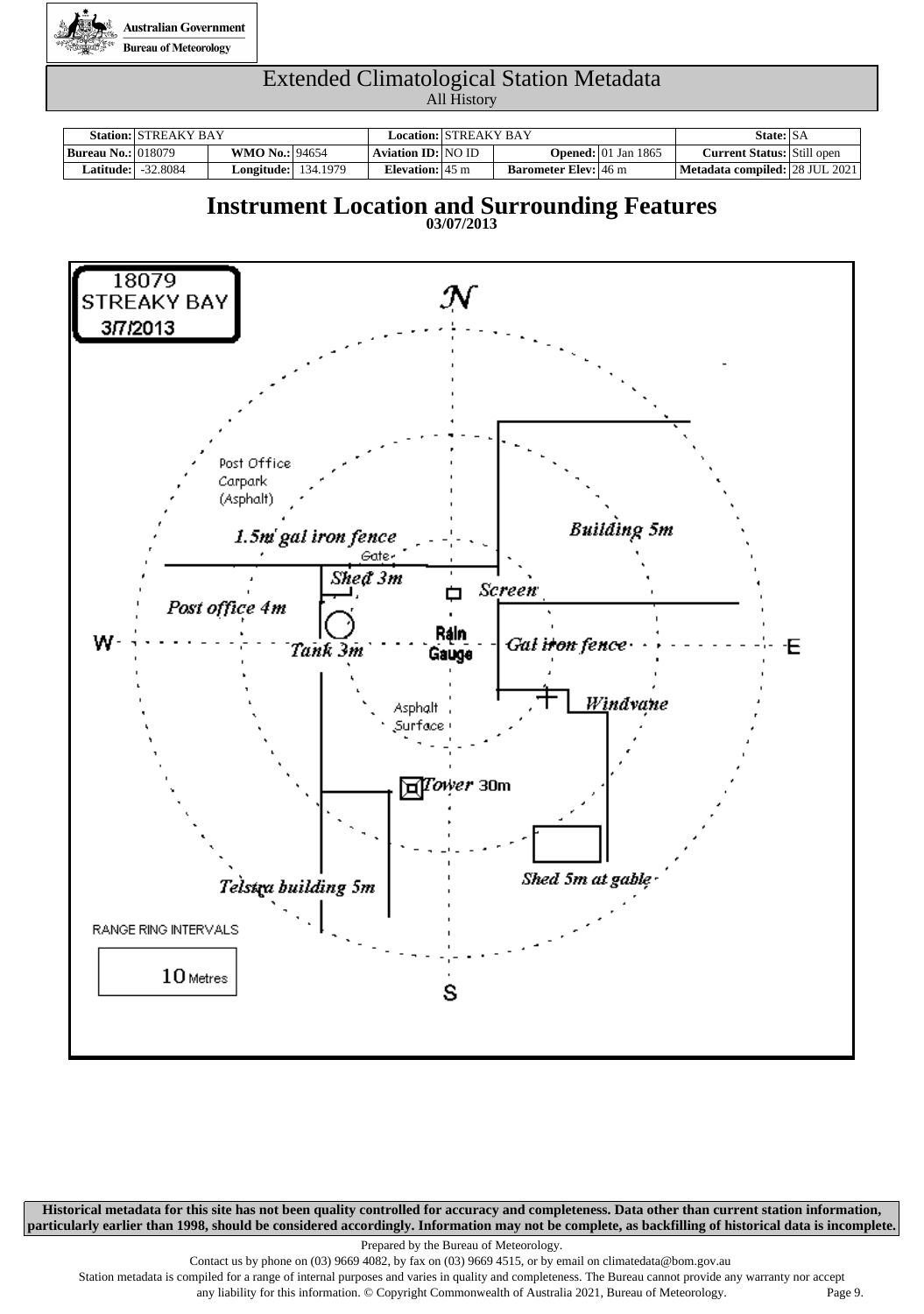Australian Government
Bureau of Meteorology

# Extended Climatological Station Metadata

All History

| **Station:** | STREAKY BAY | | | **Location:** | STREAKY BAY | | | **State:** | SA |
|---|---|---|---|---|---|---|---|---|---|
| **Bureau No.:** | 018079 | **WMO No.:** | 94654 | **Aviation ID:** | NO ID | **Opened:** | 01 Jan 1865 | **Current Status:** | Still open |
| **Latitude:** | -32.8084 | **Longitude:** | 134.1979 | **Elevation:** | 45 m | **Barometer Elev:** | 46 m | **Metadata compiled:** | 28 JUL 2021 |

## Instrument Location and Surrounding Features

**03/07/2013**

18079
STREAKY BAY
3/7/2013

N

Post Office
Carpark
(Asphalt)

*Building 5m*

*1.5m gal iron fence*

Gate

*Shed 3m*

*Screen*

*Post office 4m*

W

*Tank 3m*

Rain Gauge

*Gal iron fence*

E

*Windvane*

Asphalt Surface

*Tower* 30m

*Telstra building 5m*

*Shed 5m at gable*

RANGE RING INTERVALS

10 Metres

S

**Historical metadata for this site has not been quality controlled for accuracy and completeness. Data other than current station information, particularly earlier than 1998, should be considered accordingly. Information may not be complete, as backfilling of historical data is incomplete.**

Prepared by the Bureau of Meteorology.

Contact us by phone on (03) 9669 4082, by fax on (03) 9669 4515, or by email on climatedata@bom.gov.au

Station metadata is compiled for a range of internal purposes and varies in quality and completeness. The Bureau cannot provide any warranty nor accept any liability for this information. © Copyright Commonwealth of Australia 2021, Bureau of Meteorology.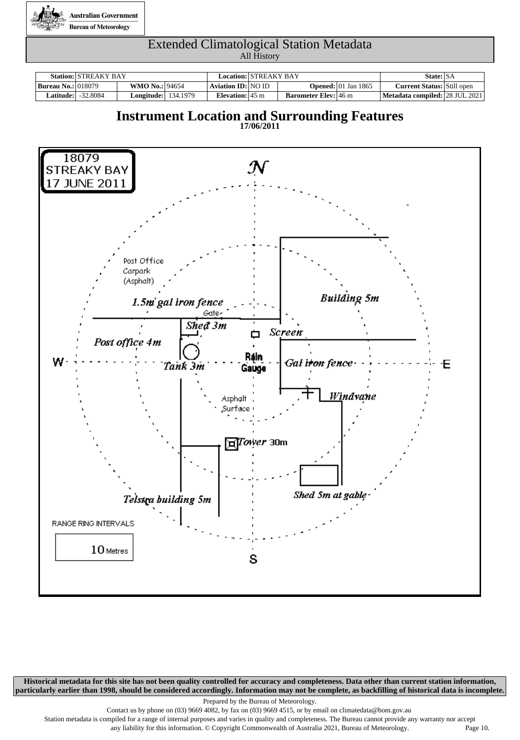Australian Government
Bureau of Meteorology

# Extended Climatological Station Metadata
All History

| **Station:** | STREAKY BAY | | | **Location:** | STREAKY BAY | | | **State:** | SA |
|---|---|---|---|---|---|---|---|---|---|
| **Bureau No.:** | 018079 | **WMO No.:** | 94654 | **Aviation ID:** | NO ID | **Opened:** | 01 Jan 1865 | **Current Status:** | Still open |
| **Latitude:** | -32.8084 | **Longitude:** | 134.1979 | **Elevation:** | 45 m | **Barometer Elev:** | 46 m | **Metadata compiled:** | 28 JUL 2021 |

## Instrument Location and Surrounding Features
**17/06/2011**

18079
STREAKY BAY
17 JUNE 2011

N

W

E

S

Post Office Carpark (Asphalt)

1.5m gal iron fence

Gate

Building 5m

Shed 3m

Screen

Post office 4m

Tank 3m

Rain Gauge

Gal iron fence

Windvane

Asphalt Surface

Tower 30m

Telstra building 5m

Shed 5m at gable

RANGE RING INTERVALS

10 Metres

**Historical metadata for this site has not been quality controlled for accuracy and completeness. Data other than current station information, particularly earlier than 1998, should be considered accordingly. Information may not be complete, as backfilling of historical data is incomplete.**

Prepared by the Bureau of Meteorology.
Contact us by phone on (03) 9669 4082, by fax on (03) 9669 4515, or by email on climatedata@bom.gov.au
Station metadata is compiled for a range of internal purposes and varies in quality and completeness. The Bureau cannot provide any warranty nor accept any liability for this information. © Copyright Commonwealth of Australia 2021, Bureau of Meteorology.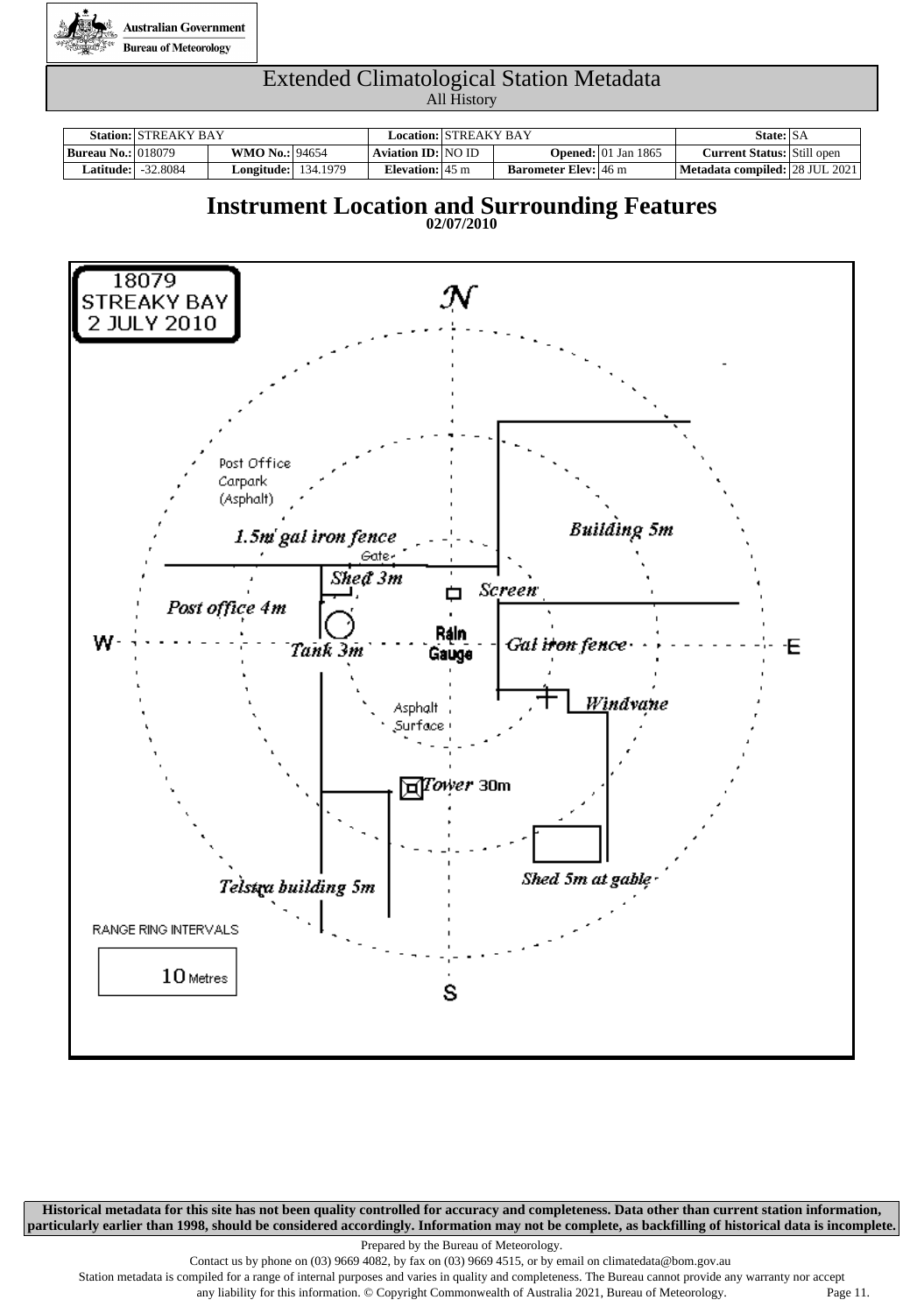Extended Climatological Station Metadata
All History

| **Station:** | STREAKY BAY | | | **Location:** | STREAKY BAY | | | **State:** | SA |
|---|---|---|---|---|---|---|---|---|---|
| **Bureau No.:** | 018079 | **WMO No.:** | 94654 | **Aviation ID:** | NO ID | **Opened:** | 01 Jan 1865 | **Current Status:** | Still open |
| **Latitude:** | -32.8084 | **Longitude:** | 134.1979 | **Elevation:** | 45 m | **Barometer Elev:** | 46 m | **Metadata compiled:** | 28 JUL 2021 |

# Instrument Location and Surrounding Features

**02/07/2010**

18079
STREAKY BAY
2 JULY 2010

N

Post Office Carpark (Asphalt)

1.5m gal iron fence

Gate

Shed 3m

Screen

Building 5m

Post office 4m

W

Tank 3m

Rain Gauge

Gal iron fence

E

Windvane

Asphalt Surface

Tower 30m

Telstra building 5m

Shed 5m at gable

RANGE RING INTERVALS

10 Metres

S

**Historical metadata for this site has not been quality controlled for accuracy and completeness. Data other than current station information, particularly earlier than 1998, should be considered accordingly. Information may not be complete, as backfilling of historical data is incomplete.**

Prepared by the Bureau of Meteorology.

Contact us by phone on (03) 9669 4082, by fax on (03) 9669 4515, or by email on climatedata@bom.gov.au

Station metadata is compiled for a range of internal purposes and varies in quality and completeness. The Bureau cannot provide any warranty nor accept any liability for this information. © Copyright Commonwealth of Australia 2021, Bureau of Meteorology.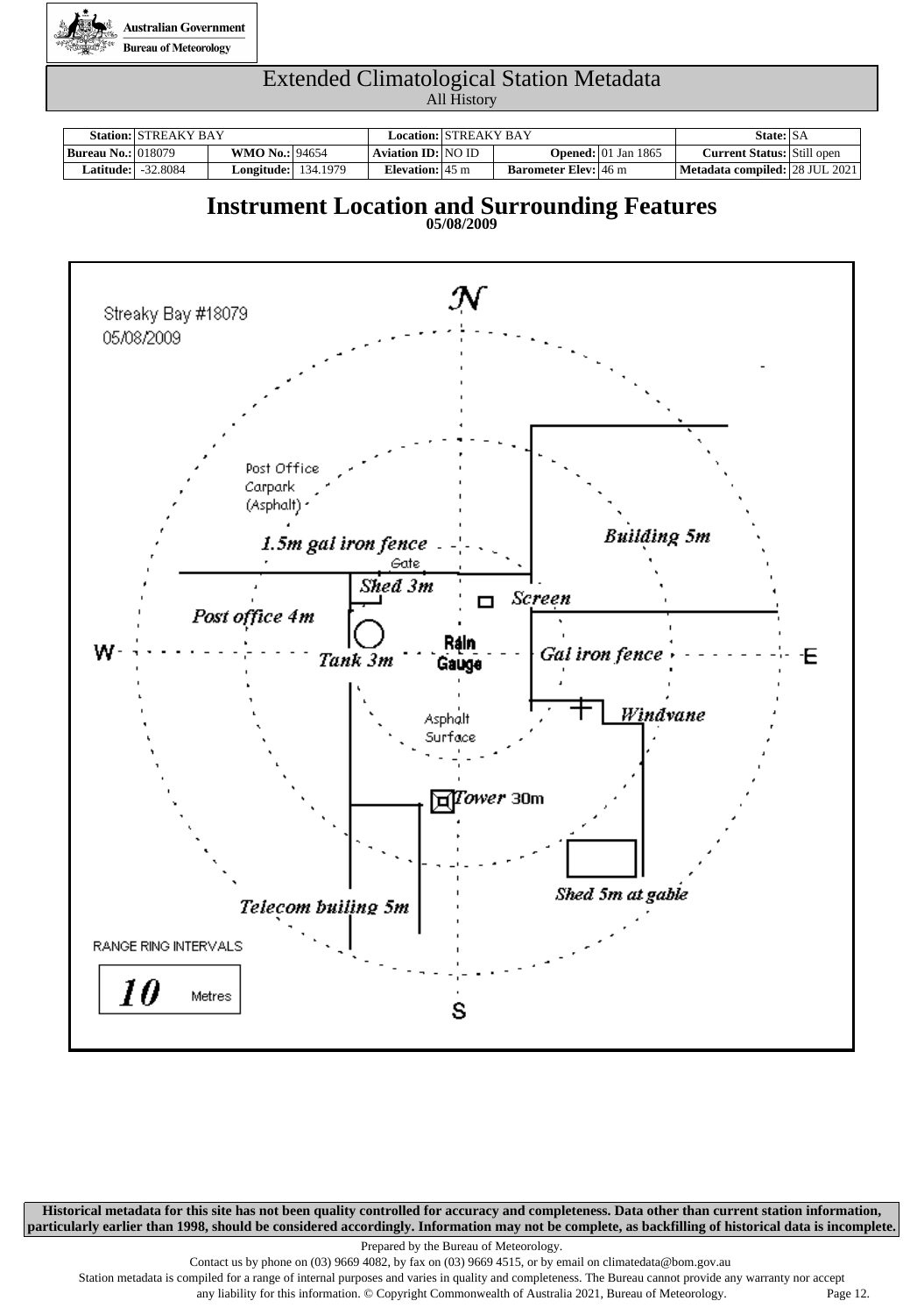Australian Government
Bureau of Meteorology

# Extended Climatological Station Metadata

All History

| **Station:** | STREAKY BAY | | | **Location:** | STREAKY BAY | | | **State:** | SA |
|---|---|---|---|---|---|---|---|---|---|
| **Bureau No.:** | 018079 | **WMO No.:** | 94654 | **Aviation ID:** | NO ID | **Opened:** | 01 Jan 1865 | **Current Status:** | Still open |
| **Latitude:** | -32.8084 | **Longitude:** | 134.1979 | **Elevation:** | 45 m | **Barometer Elev:** | 46 m | **Metadata compiled:** | 28 JUL 2021 |

## Instrument Location and Surrounding Features

**05/08/2009**

Streaky Bay #18079
05/08/2009

N

Post Office Carpark (Asphalt)

*1.5m gal iron fence*

Gate

*Building 5m*

*Shed 3m*

*Screen*

*Post office 4m*

W

*Tank 3m*

Rain Gauge

*Gal iron fence*

E

*Windvane*

Asphalt Surface

*Tower* 30m

*Shed 5m at gable*

*Telecom builing 5m*

RANGE RING INTERVALS

***10*** Metres

S

**Historical metadata for this site has not been quality controlled for accuracy and completeness. Data other than current station information, particularly earlier than 1998, should be considered accordingly. Information may not be complete, as backfilling of historical data is incomplete.**

Prepared by the Bureau of Meteorology.

Contact us by phone on (03) 9669 4082, by fax on (03) 9669 4515, or by email on climatedata@bom.gov.au

Station metadata is compiled for a range of internal purposes and varies in quality and completeness. The Bureau cannot provide any warranty nor accept any liability for this information. © Copyright Commonwealth of Australia 2021, Bureau of Meteorology.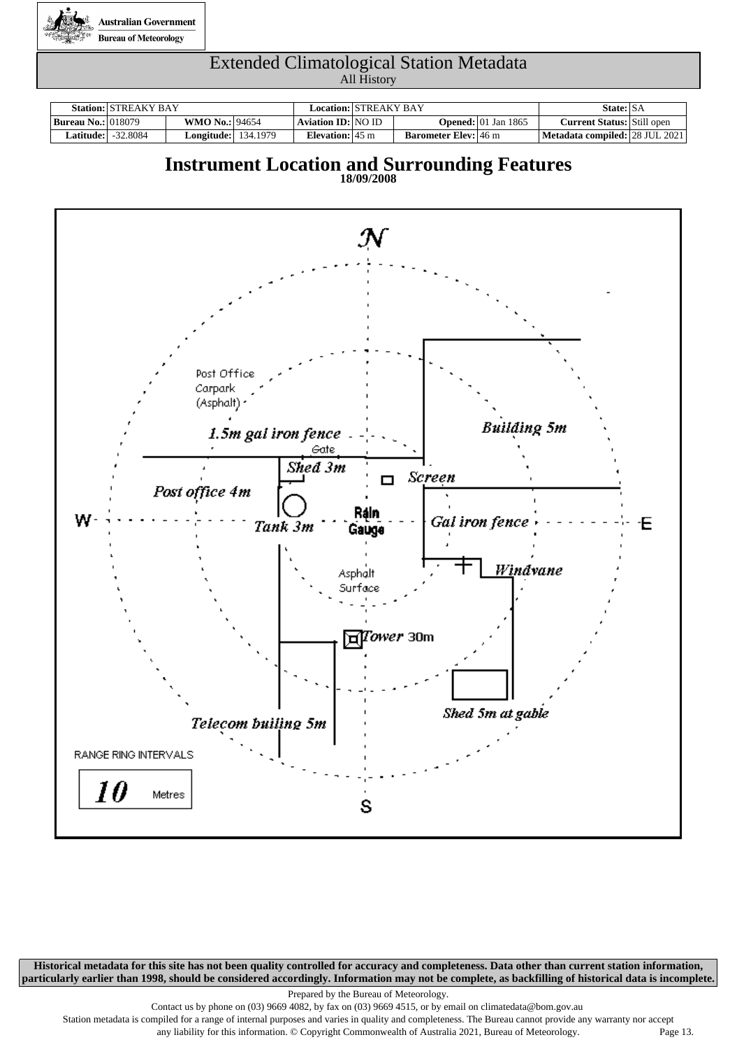# Extended Climatological Station Metadata

All History

| Station: | STREAKY BAY | | | Location: | STREAKY BAY | | | State: | SA |
|---|---|---|---|---|---|---|---|---|---|
| Bureau No.: | 018079 | WMO No.: | 94654 | Aviation ID: | NO ID | Opened: | 01 Jan 1865 | Current Status: | Still open |
| Latitude: | -32.8084 | Longitude: | 134.1979 | Elevation: | 45 m | Barometer Elev: | 46 m | Metadata compiled: | 28 JUL 2021 |

## Instrument Location and Surrounding Features

**18/09/2008**

N

W

E

S

Post Office Carpark (Asphalt)

*1.5m gal iron fence*

Gate

*Shed 3m*

Screen

*Building 5m*

*Post office 4m*

*Tank 3m*

Rain Gauge

*Gal iron fence*

Asphalt Surface

*Windvane*

*Tower* 30m

*Shed 5m at gable*

*Telecom builing 5m*

RANGE RING INTERVALS

*10* Metres

**Historical metadata for this site has not been quality controlled for accuracy and completeness. Data other than current station information, particularly earlier than 1998, should be considered accordingly. Information may not be complete, as backfilling of historical data is incomplete.**

Prepared by the Bureau of Meteorology.

Contact us by phone on (03) 9669 4082, by fax on (03) 9669 4515, or by email on climatedata@bom.gov.au

Station metadata is compiled for a range of internal purposes and varies in quality and completeness. The Bureau cannot provide any warranty nor accept any liability for this information. © Copyright Commonwealth of Australia 2021, Bureau of Meteorology.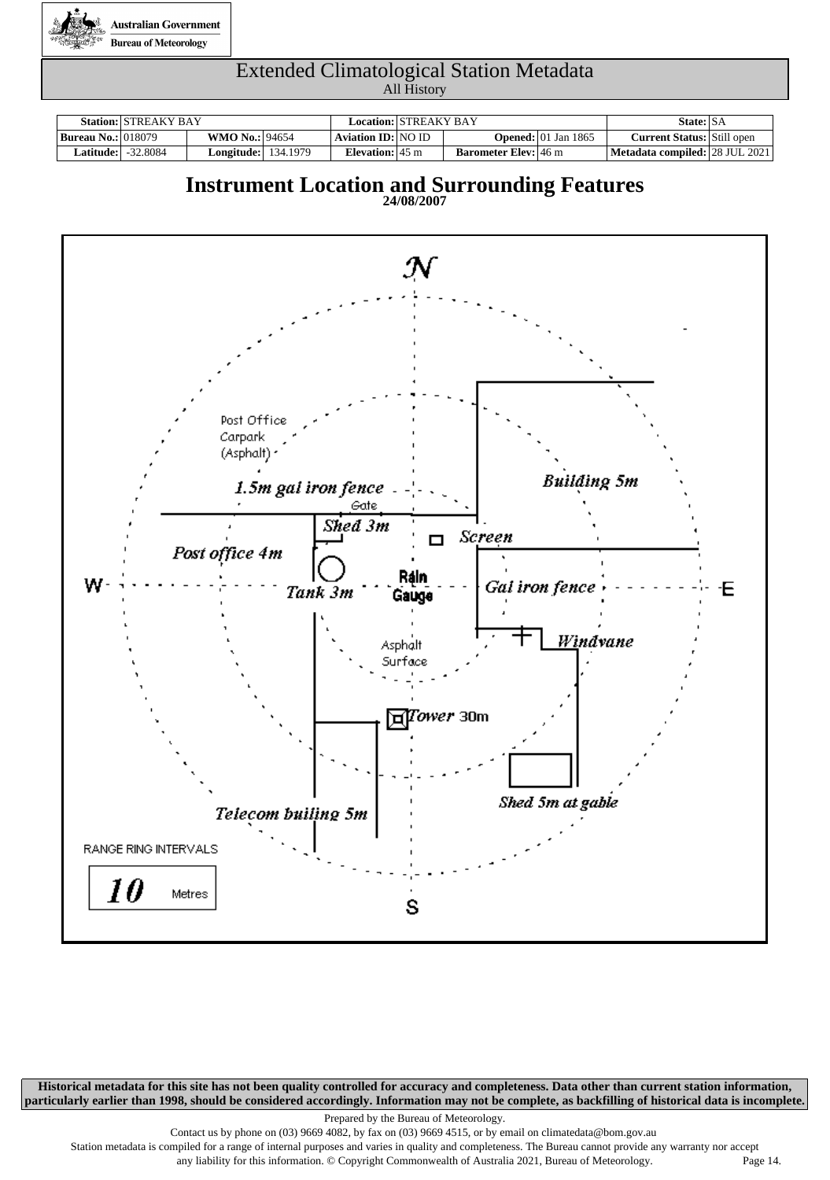Australian Government
Bureau of Meteorology

# Extended Climatological Station Metadata
All History

| **Station:** | STREAKY BAY | | | **Location:** | STREAKY BAY | | | **State:** | SA |
|---|---|---|---|---|---|---|---|---|---|
| **Bureau No.:** | 018079 | **WMO No.:** | 94654 | **Aviation ID:** | NO ID | **Opened:** | 01 Jan 1865 | **Current Status:** | Still open |
| **Latitude:** | -32.8084 | **Longitude:** | 134.1979 | **Elevation:** | 45 m | **Barometer Elev:** | 46 m | **Metadata compiled:** | 28 JUL 2021 |

## Instrument Location and Surrounding Features
**24/08/2007**

N
Post Office Carpark (Asphalt)
*1.5m gal iron fence*
Gate
*Shed 3m*
*Screen*
*Building 5m*
*Post office 4m*
W
*Tank 3m*
Rain Gauge
*Gal iron fence*
E
Asphalt Surface
*Windvane*
*Tower* 30m
*Telecom builing 5m*
*Shed 5m at gable*
RANGE RING INTERVALS
**10** Metres
S

**Historical metadata for this site has not been quality controlled for accuracy and completeness. Data other than current station information, particularly earlier than 1998, should be considered accordingly. Information may not be complete, as backfilling of historical data is incomplete.**

Prepared by the Bureau of Meteorology.
Contact us by phone on (03) 9669 4082, by fax on (03) 9669 4515, or by email on climatedata@bom.gov.au
Station metadata is compiled for a range of internal purposes and varies in quality and completeness. The Bureau cannot provide any warranty nor accept any liability for this information. © Copyright Commonwealth of Australia 2021, Bureau of Meteorology.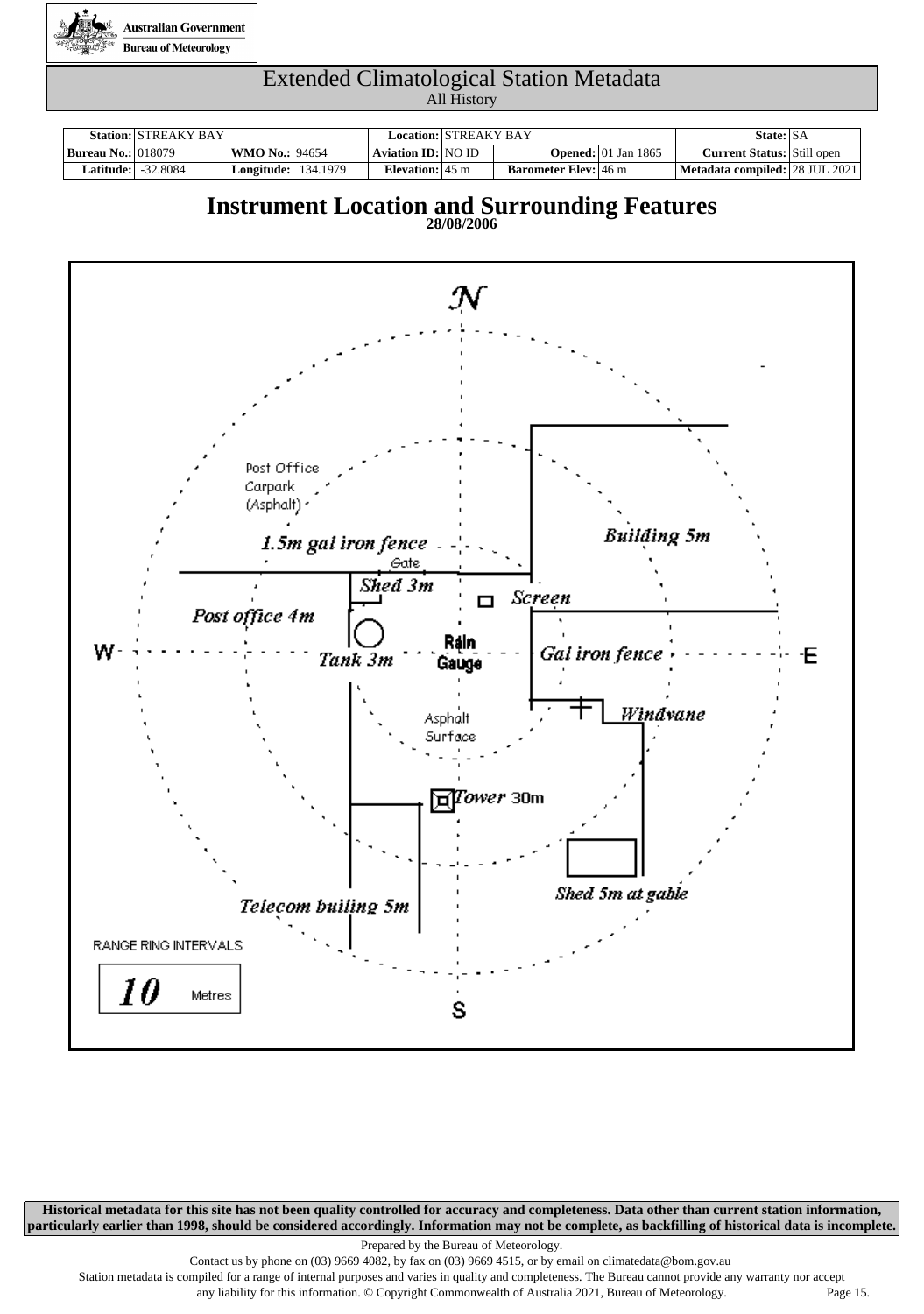# Extended Climatological Station Metadata

All History

| **Station:** | STREAKY BAY | | | **Location:** | STREAKY BAY | | | **State:** | SA |
|---|---|---|---|---|---|---|---|---|---|
| **Bureau No.:** | 018079 | **WMO No.:** | 94654 | **Aviation ID:** | NO ID | **Opened:** | 01 Jan 1865 | **Current Status:** | Still open |
| **Latitude:** | -32.8084 | **Longitude:** | 134.1979 | **Elevation:** | 45 m | **Barometer Elev:** | 46 m | **Metadata compiled:** | 28 JUL 2021 |

## Instrument Location and Surrounding Features

**28/08/2006**

N

W

E

S

Post Office Carpark (Asphalt)

1.5m gal iron fence

Gate

Shed 3m

Screen

Building 5m

Post office 4m

Tank 3m

Rain Gauge

Gal iron fence

Windvane

Asphalt Surface

Tower 30m

Shed 5m at gable

Telecom builing 5m

RANGE RING INTERVALS

**10** Metres

**Historical metadata for this site has not been quality controlled for accuracy and completeness. Data other than current station information, particularly earlier than 1998, should be considered accordingly. Information may not be complete, as backfilling of historical data is incomplete.**

Prepared by the Bureau of Meteorology.

Contact us by phone on (03) 9669 4082, by fax on (03) 9669 4515, or by email on climatedata@bom.gov.au

Station metadata is compiled for a range of internal purposes and varies in quality and completeness. The Bureau cannot provide any warranty nor accept any liability for this information. © Copyright Commonwealth of Australia 2021, Bureau of Meteorology.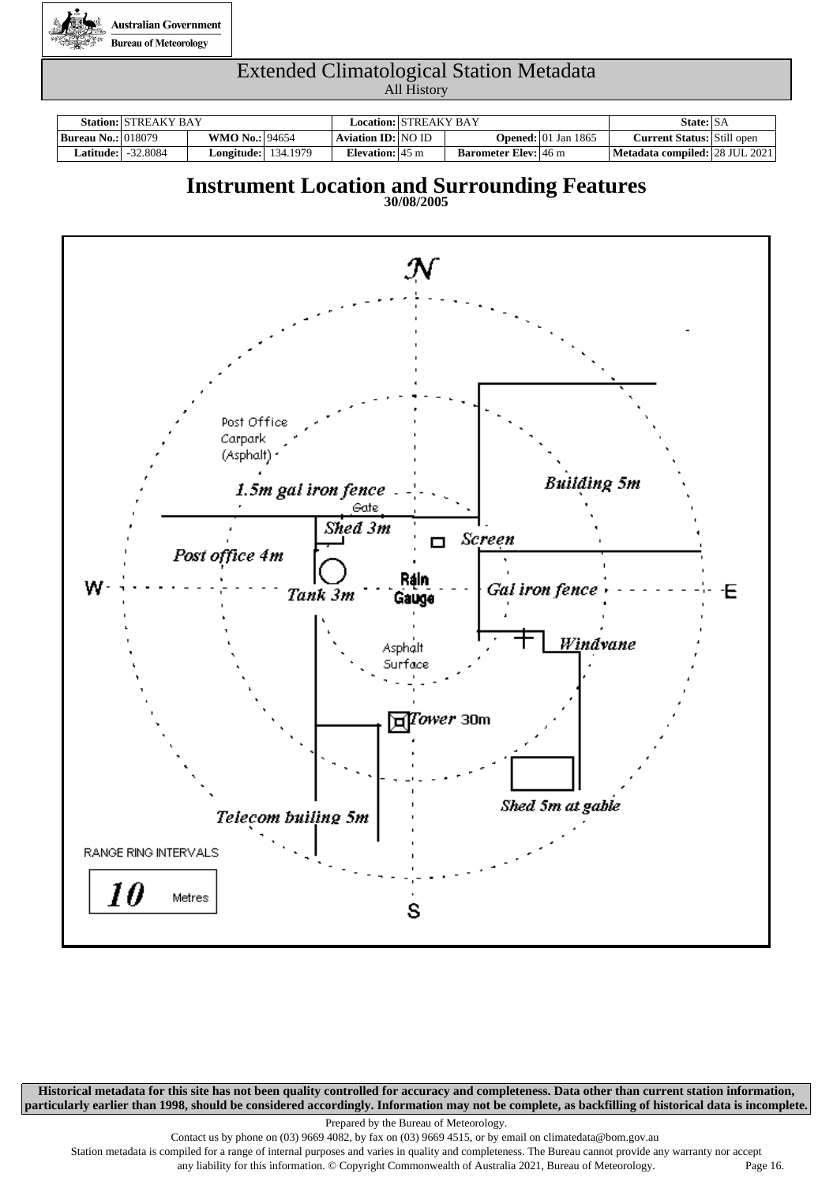Australian Government
Bureau of Meteorology

# Extended Climatological Station Metadata
All History

| Station: | STREAKY BAY | | | Location: | STREAKY BAY | | | State: | SA |
|---|---|---|---|---|---|---|---|---|---|
| Bureau No.: | 018079 | WMO No.: | 94654 | Aviation ID: | NO ID | Opened: | 01 Jan 1865 | Current Status: | Still open |
| Latitude: | -32.8084 | Longitude: | 134.1979 | Elevation: | 45 m | Barometer Elev: | 46 m | Metadata compiled: | 28 JUL 2021 |

## Instrument Location and Surrounding Features
30/08/2005

N

Post Office Carpark (Asphalt)

1.5m gal iron fence

Gate

Building 5m

Shed 3m

Screen

Post office 4m

W

Tank 3m

Rain Gauge

Gal iron fence

E

Windvane

Asphalt Surface

Tower 30m

Shed 5m at gable

Telecom builing 5m

RANGE RING INTERVALS

10 Metres

S

**Historical metadata for this site has not been quality controlled for accuracy and completeness. Data other than current station information, particularly earlier than 1998, should be considered accordingly. Information may not be complete, as backfilling of historical data is incomplete.**

Prepared by the Bureau of Meteorology.
Contact us by phone on (03) 9669 4082, by fax on (03) 9669 4515, or by email on climatedata@bom.gov.au
Station metadata is compiled for a range of internal purposes and varies in quality and completeness. The Bureau cannot provide any warranty nor accept any liability for this information. © Copyright Commonwealth of Australia 2021, Bureau of Meteorology.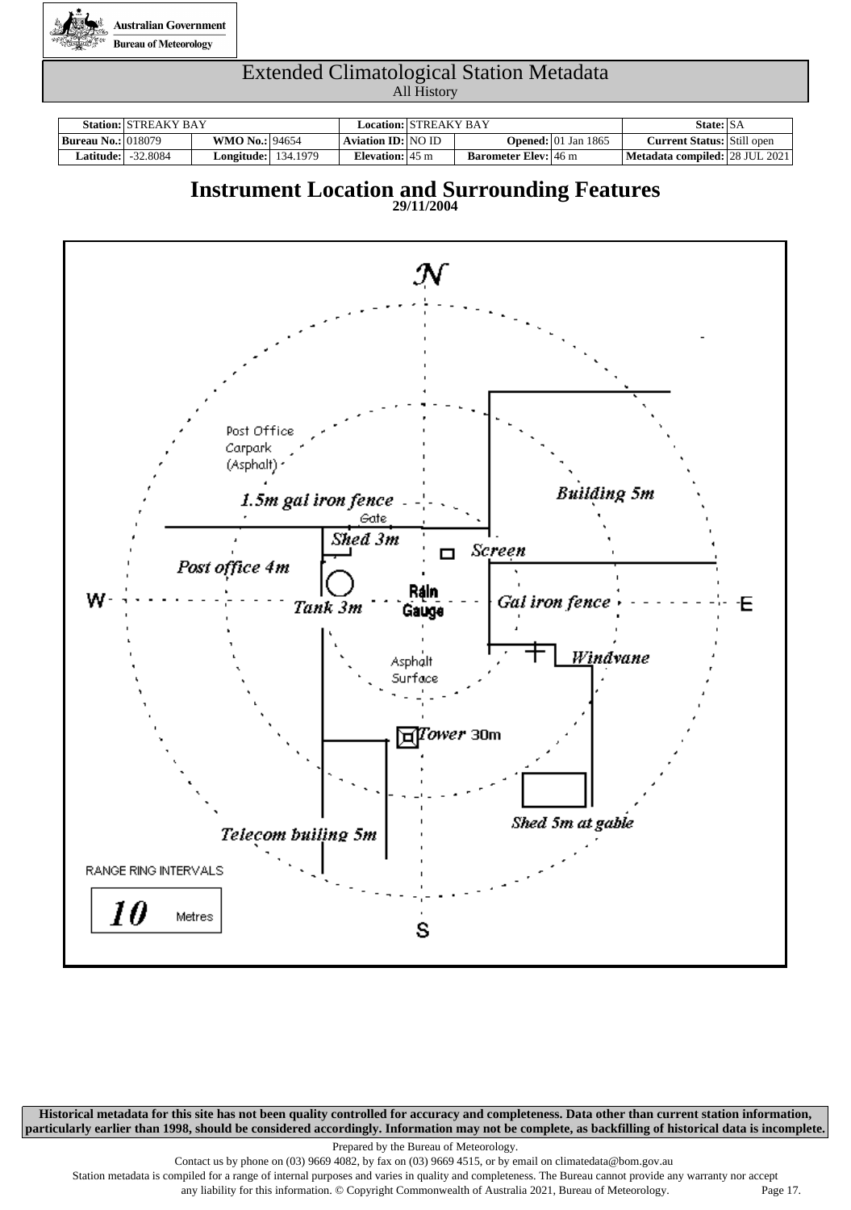Australian Government
Bureau of Meteorology

# Extended Climatological Station Metadata
All History

| **Station:** | STREAKY BAY | | | **Location:** | STREAKY BAY | | | **State:** | SA |
|---|---|---|---|---|---|---|---|---|---|
| **Bureau No.:** | 018079 | **WMO No.:** | 94654 | **Aviation ID:** | NO ID | **Opened:** | 01 Jan 1865 | **Current Status:** | Still open |
| **Latitude:** | -32.8084 | **Longitude:** | 134.1979 | **Elevation:** | 45 m | **Barometer Elev:** | 46 m | **Metadata compiled:** | 28 JUL 2021 |

## Instrument Location and Surrounding Features
**29/11/2004**

N
W E
S

Post Office Carpark (Asphalt)
1.5m gal iron fence
Gate
Shed 3m
Screen
Building 5m
Post office 4m
Tank 3m
Rain Gauge
Gal iron fence
Windvane
Asphalt Surface
Tower 30m
Shed 5m at gable
Telecom builing 5m

RANGE RING INTERVALS
**10** Metres

**Historical metadata for this site has not been quality controlled for accuracy and completeness. Data other than current station information, particularly earlier than 1998, should be considered accordingly. Information may not be complete, as backfilling of historical data is incomplete.**

Prepared by the Bureau of Meteorology.
Contact us by phone on (03) 9669 4082, by fax on (03) 9669 4515, or by email on climatedata@bom.gov.au
Station metadata is compiled for a range of internal purposes and varies in quality and completeness. The Bureau cannot provide any warranty nor accept any liability for this information. © Copyright Commonwealth of Australia 2021, Bureau of Meteorology.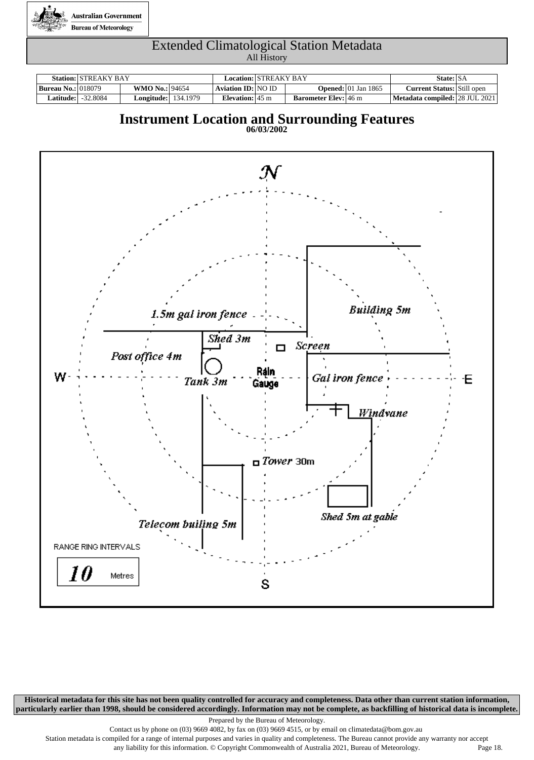Australian Government
Bureau of Meteorology

# Extended Climatological Station Metadata

All History

| **Station:** | STREAKY BAY | | | **Location:** | STREAKY BAY | | | **State:** | SA |
|---|---|---|---|---|---|---|---|---|---|
| **Bureau No.:** | 018079 | **WMO No.:** | 94654 | **Aviation ID:** | NO ID | **Opened:** | 01 Jan 1865 | **Current Status:** | Still open |
| **Latitude:** | -32.8084 | **Longitude:** | 134.1979 | **Elevation:** | 45 m | **Barometer Elev:** | 46 m | **Metadata compiled:** | 28 JUL 2021 |

## Instrument Location and Surrounding Features

**06/03/2002**

N

W E

S

1.5m gal iron fence

Building 5m

Shed 3m

Screen

Post office 4m

Tank 3m

Rain Gauge

Gal iron fence

Windvane

Tower 30m

Shed 5m at gable

Telecom builing 5m

RANGE RING INTERVALS

10 Metres

**Historical metadata for this site has not been quality controlled for accuracy and completeness. Data other than current station information, particularly earlier than 1998, should be considered accordingly. Information may not be complete, as backfilling of historical data is incomplete.**

Prepared by the Bureau of Meteorology.

Contact us by phone on (03) 9669 4082, by fax on (03) 9669 4515, or by email on climatedata@bom.gov.au

Station metadata is compiled for a range of internal purposes and varies in quality and completeness. The Bureau cannot provide any warranty nor accept any liability for this information. © Copyright Commonwealth of Australia 2021, Bureau of Meteorology.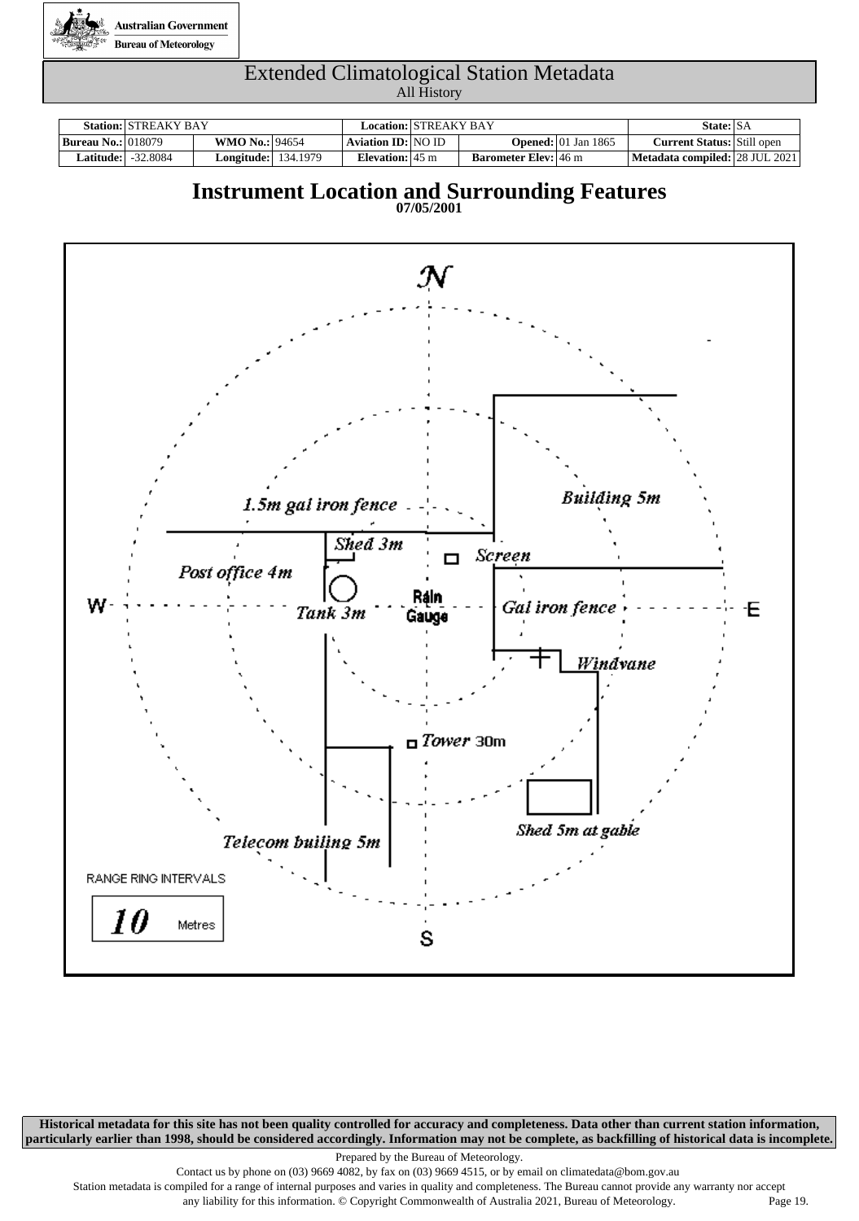Australian Government
Bureau of Meteorology

# Extended Climatological Station Metadata

All History

| Station: | STREAKY BAY | | | Location: | STREAKY BAY | | | State: | SA |
|---|---|---|---|---|---|---|---|---|---|
| Bureau No.: | 018079 | WMO No.: | 94654 | Aviation ID: | NO ID | Opened: | 01 Jan 1865 | Current Status: | Still open |
| Latitude: | -32.8084 | Longitude: | 134.1979 | Elevation: | 45 m | Barometer Elev: | 46 m | Metadata compiled: | 28 JUL 2021 |

## Instrument Location and Surrounding Features

**07/05/2001**

N

W E

S

1.5m gal iron fence

Building 5m

Shed 3m

Screen

Post office 4m

Rain Gauge

Tank 3m

Gal iron fence

Windvane

Tower 30m

Shed 5m at gable

Telecom builing 5m

RANGE RING INTERVALS

10 Metres

**Historical metadata for this site has not been quality controlled for accuracy and completeness. Data other than current station information, particularly earlier than 1998, should be considered accordingly. Information may not be complete, as backfilling of historical data is incomplete.**

Prepared by the Bureau of Meteorology.

Contact us by phone on (03) 9669 4082, by fax on (03) 9669 4515, or by email on climatedata@bom.gov.au

Station metadata is compiled for a range of internal purposes and varies in quality and completeness. The Bureau cannot provide any warranty nor accept any liability for this information. © Copyright Commonwealth of Australia 2021, Bureau of Meteorology.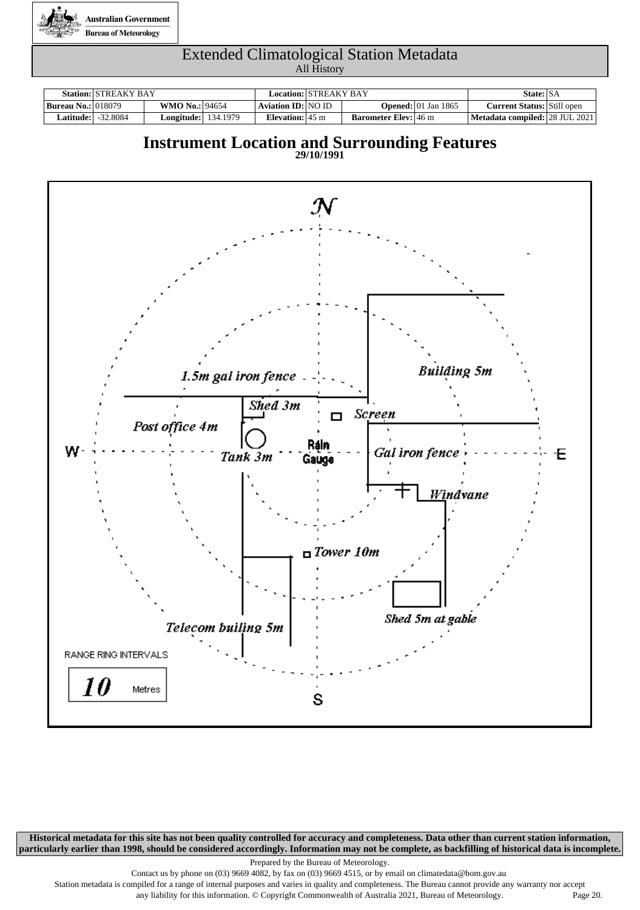Australian Government
Bureau of Meteorology

# Extended Climatological Station Metadata

All History

| **Station:** | STREAKY BAY | | | **Location:** | STREAKY BAY | | | **State:** | SA |
|---|---|---|---|---|---|---|---|---|---|
| **Bureau No.:** | 018079 | **WMO No.:** | 94654 | **Aviation ID:** | NO ID | **Opened:** | 01 Jan 1865 | **Current Status:** | Still open |
| **Latitude:** | -32.8084 | **Longitude:** | 134.1979 | **Elevation:** | 45 m | **Barometer Elev:** | 46 m | **Metadata compiled:** | 28 JUL 2021 |

## Instrument Location and Surrounding Features

**29/10/1991**

N

1.5m gal iron fence

Building 5m

Shed 3m

Screen

Post office 4m

W

Tank 3m

Rain Gauge

Gal iron fence

E

Windvane

Tower 10m

Shed 5m at gable

Telecom builing 5m

RANGE RING INTERVALS

10 Metres

S

**Historical metadata for this site has not been quality controlled for accuracy and completeness. Data other than current station information, particularly earlier than 1998, should be considered accordingly. Information may not be complete, as backfilling of historical data is incomplete.**

Prepared by the Bureau of Meteorology.

Contact us by phone on (03) 9669 4082, by fax on (03) 9669 4515, or by email on climatedata@bom.gov.au

Station metadata is compiled for a range of internal purposes and varies in quality and completeness. The Bureau cannot provide any warranty nor accept any liability for this information. © Copyright Commonwealth of Australia 2021, Bureau of Meteorology.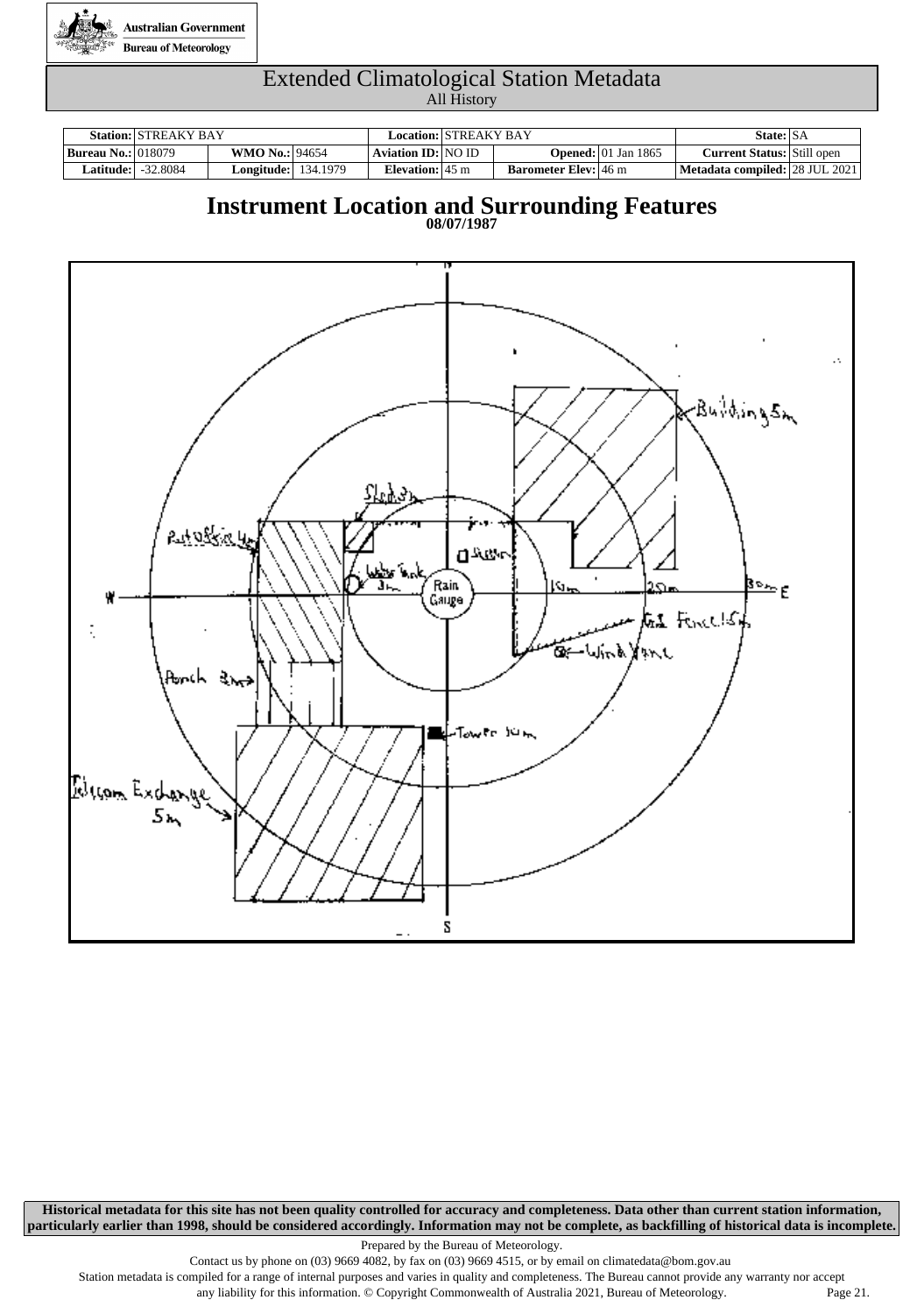# Extended Climatological Station Metadata

All History

| Station: | STREAKY BAY | | | Location: | STREAKY BAY | | | State: | SA |
|---|---|---|---|---|---|---|---|---|---|
| Bureau No.: | 018079 | WMO No.: | 94654 | Aviation ID: | NO ID | Opened: | 01 Jan 1865 | Current Status: | Still open |
| Latitude: | -32.8084 | Longitude: | 134.1979 | Elevation: | 45 m | Barometer Elev: | 46 m | Metadata compiled: | 28 JUL 2021 |

## Instrument Location and Surrounding Features

**08/07/1987**

N

W

E

S

Building 5m

Shed 3m

Post Office 4m

Water Tank 3m

Rain Gauge

Screen

10m

20m

30m

Gal Fence 1.5m

Wind Vane

Porch 3m

Tower 30m

Telecom Exchange 5m

**Historical metadata for this site has not been quality controlled for accuracy and completeness. Data other than current station information, particularly earlier than 1998, should be considered accordingly. Information may not be complete, as backfilling of historical data is incomplete.**

Prepared by the Bureau of Meteorology.

Contact us by phone on (03) 9669 4082, by fax on (03) 9669 4515, or by email on climatedata@bom.gov.au

Station metadata is compiled for a range of internal purposes and varies in quality and completeness. The Bureau cannot provide any warranty nor accept any liability for this information. © Copyright Commonwealth of Australia 2021, Bureau of Meteorology.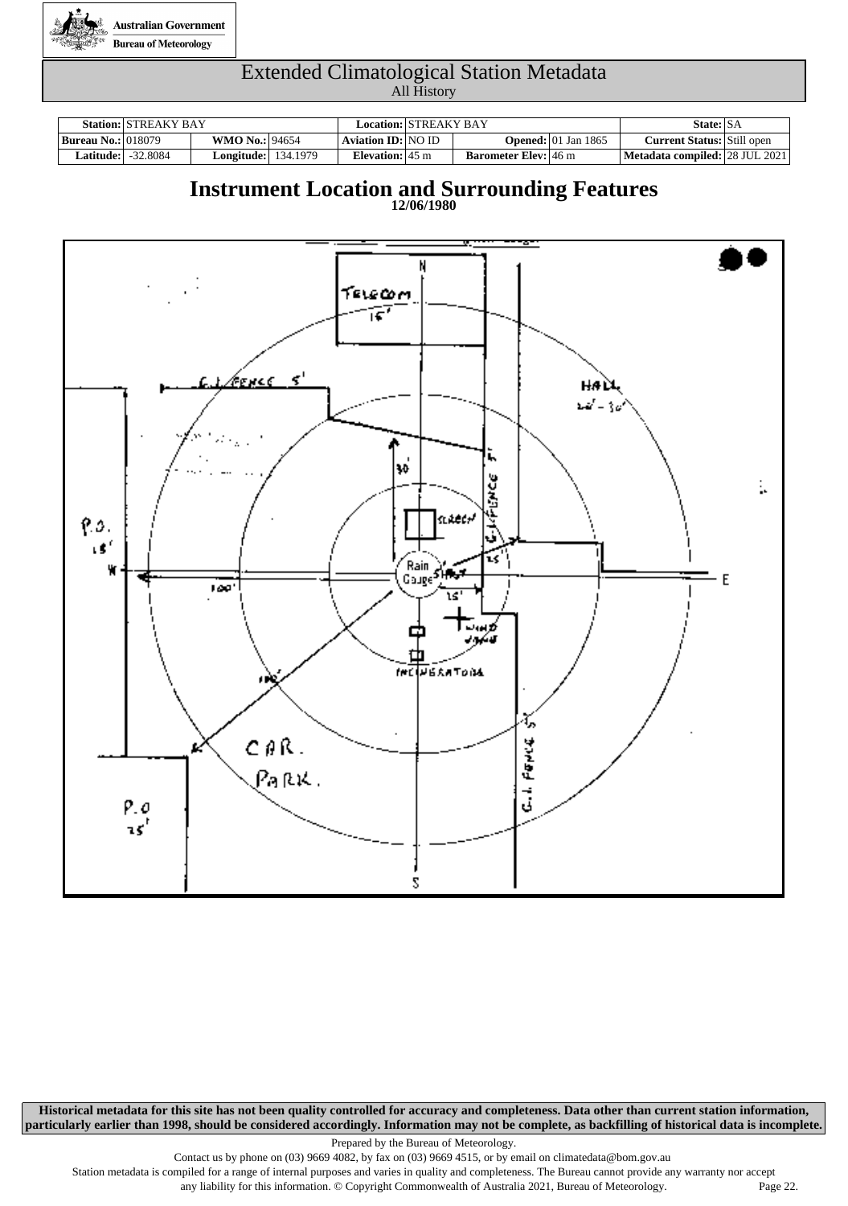# Extended Climatological Station Metadata

All History

| **Station:** | STREAKY BAY | | | **Location:** | STREAKY BAY | | | **State:** | SA |
|---|---|---|---|---|---|---|---|---|---|
| **Bureau No.:** | 018079 | **WMO No.:** | 94654 | **Aviation ID:** | NO ID | **Opened:** | 01 Jan 1865 | **Current Status:** | Still open |
| **Latitude:** | -32.8084 | **Longitude:** | 134.1979 | **Elevation:** | 45 m | **Barometer Elev:** | 46 m | **Metadata compiled:** | 28 JUL 2021 |

## Instrument Location and Surrounding Features

**12/06/1980**

N

TELECOM 15'

G.I. FENCE 5'

HALL 20' - 30'

30'

SCREEN

G.I. FENCE 5'

P.O. 18'

W

Rain Gauge

SHED 15'

E

100'

15'

WIND VANE

INCINERATORS

100'

CAR. PARK.

G.I. FENCE 5'

P.O 25'

S

**Historical metadata for this site has not been quality controlled for accuracy and completeness. Data other than current station information, particularly earlier than 1998, should be considered accordingly. Information may not be complete, as backfilling of historical data is incomplete.**

Prepared by the Bureau of Meteorology.

Contact us by phone on (03) 9669 4082, by fax on (03) 9669 4515, or by email on climatedata@bom.gov.au

Station metadata is compiled for a range of internal purposes and varies in quality and completeness. The Bureau cannot provide any warranty nor accept any liability for this information. © Copyright Commonwealth of Australia 2021, Bureau of Meteorology.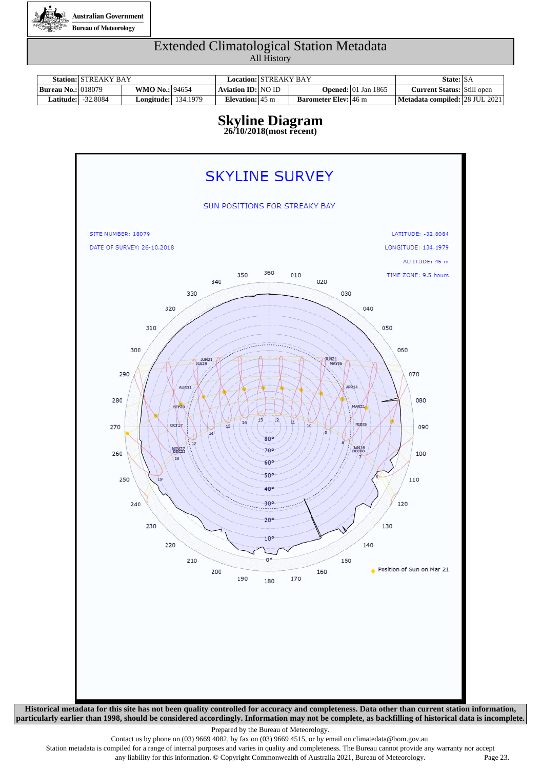Australian Government
Bureau of Meteorology

# Extended Climatological Station Metadata

All History

| Station: | STREAKY BAY | | | Location: | STREAKY BAY | | | State: | SA |
|---|---|---|---|---|---|---|---|---|---|
| Bureau No.: | 018079 | WMO No.: | 94654 | Aviation ID: | NO ID | Opened: | 01 Jan 1865 | Current Status: | Still open |
| Latitude: | -32.8084 | Longitude: | 134.1979 | Elevation: | 45 m | Barometer Elev: | 46 m | Metadata compiled: | 28 JUL 2021 |

## Skyline Diagram

**26/10/2018(most recent)**

SKYLINE SURVEY

SUN POSITIONS FOR STREAKY BAY

SITE NUMBER: 18079

DATE OF SURVEY: 26-10.2018

LATITUDE: -32.8084

LONGITUDE: 134.1979

ALTITUDE: 45 m

TIME ZONE: 9.5 hours

Position of Sun on Mar 21

**Historical metadata for this site has not been quality controlled for accuracy and completeness. Data other than current station information, particularly earlier than 1998, should be considered accordingly. Information may not be complete, as backfilling of historical data is incomplete.**

Prepared by the Bureau of Meteorology.

Contact us by phone on (03) 9669 4082, by fax on (03) 9669 4515, or by email on climatedata@bom.gov.au

Station metadata is compiled for a range of internal purposes and varies in quality and completeness. The Bureau cannot provide any warranty nor accept any liability for this information. © Copyright Commonwealth of Australia 2021, Bureau of Meteorology.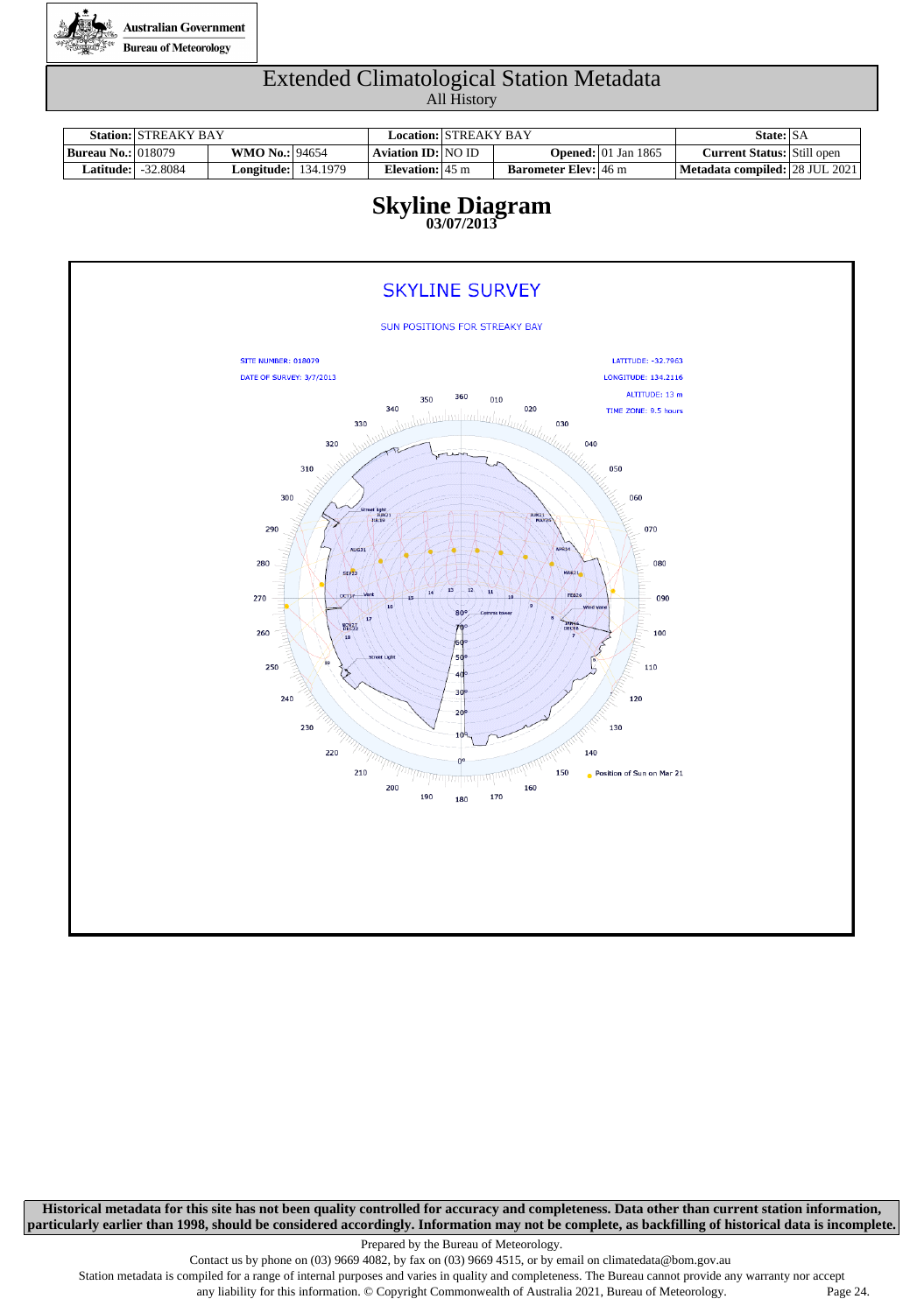Australian Government
Bureau of Meteorology

# Extended Climatological Station Metadata

All History

| **Station:** | STREAKY BAY | | | **Location:** | STREAKY BAY | | | **State:** | SA |
|---|---|---|---|---|---|---|---|---|---|
| **Bureau No.:** | 018079 | **WMO No.:** | 94654 | **Aviation ID:** | NO ID | **Opened:** | 01 Jan 1865 | **Current Status:** | Still open |
| **Latitude:** | -32.8084 | **Longitude:** | 134.1979 | **Elevation:** | 45 m | **Barometer Elev:** | 46 m | **Metadata compiled:** | 28 JUL 2021 |

## Skyline Diagram

**03/07/2013**

SKYLINE SURVEY

SUN POSITIONS FOR STREAKY BAY

SITE NUMBER: 018079
DATE OF SURVEY: 3/7/2013

LATITUDE: -32.7963
LONGITUDE: 134.2116
ALTITUDE: 13 m
TIME ZONE: 9.5 hours

Position of Sun on Mar 21

**Historical metadata for this site has not been quality controlled for accuracy and completeness. Data other than current station information, particularly earlier than 1998, should be considered accordingly. Information may not be complete, as backfilling of historical data is incomplete.**

Prepared by the Bureau of Meteorology.
Contact us by phone on (03) 9669 4082, by fax on (03) 9669 4515, or by email on climatedata@bom.gov.au
Station metadata is compiled for a range of internal purposes and varies in quality and completeness. The Bureau cannot provide any warranty nor accept any liability for this information. © Copyright Commonwealth of Australia 2021, Bureau of Meteorology.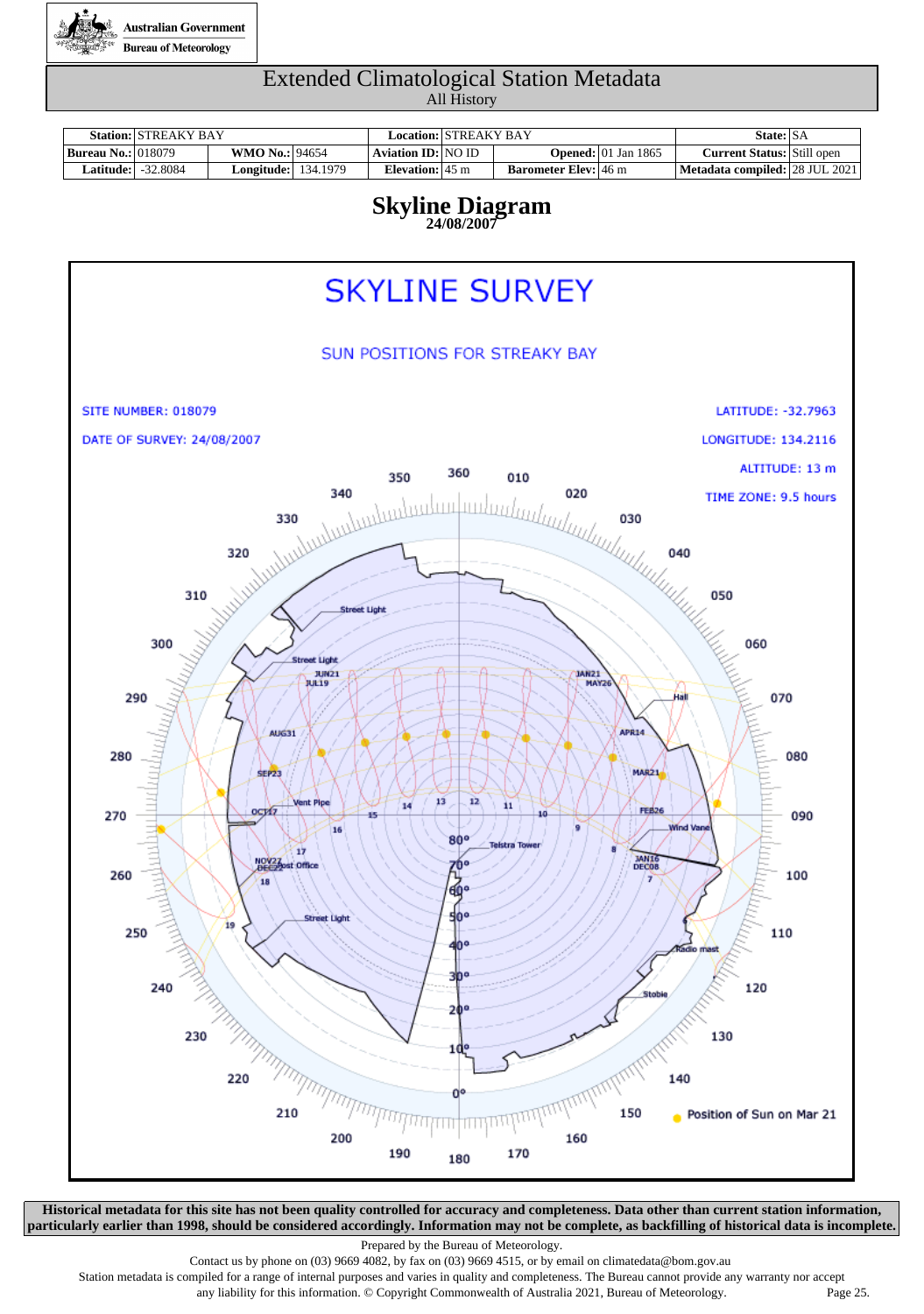Australian Government
Bureau of Meteorology

# Extended Climatological Station Metadata

All History

| Station: | STREAKY BAY | | | Location: | STREAKY BAY | | | State: | SA |
|---|---|---|---|---|---|---|---|---|---|
| Bureau No.: | 018079 | WMO No.: | 94654 | Aviation ID: | NO ID | Opened: | 01 Jan 1865 | Current Status: | Still open |
| Latitude: | -32.8084 | Longitude: | 134.1979 | Elevation: | 45 m | Barometer Elev: | 46 m | Metadata compiled: | 28 JUL 2021 |

## Skyline Diagram

**24/08/2007**

SKYLINE SURVEY

SUN POSITIONS FOR STREAKY BAY

SITE NUMBER: 018079

DATE OF SURVEY: 24/08/2007

LATITUDE: -32.7963

LONGITUDE: 134.2116

ALTITUDE: 13 m

TIME ZONE: 9.5 hours

Position of Sun on Mar 21

**Historical metadata for this site has not been quality controlled for accuracy and completeness. Data other than current station information, particularly earlier than 1998, should be considered accordingly. Information may not be complete, as backfilling of historical data is incomplete.**

Prepared by the Bureau of Meteorology.

Contact us by phone on (03) 9669 4082, by fax on (03) 9669 4515, or by email on climatedata@bom.gov.au

Station metadata is compiled for a range of internal purposes and varies in quality and completeness. The Bureau cannot provide any warranty nor accept any liability for this information. © Copyright Commonwealth of Australia 2021, Bureau of Meteorology.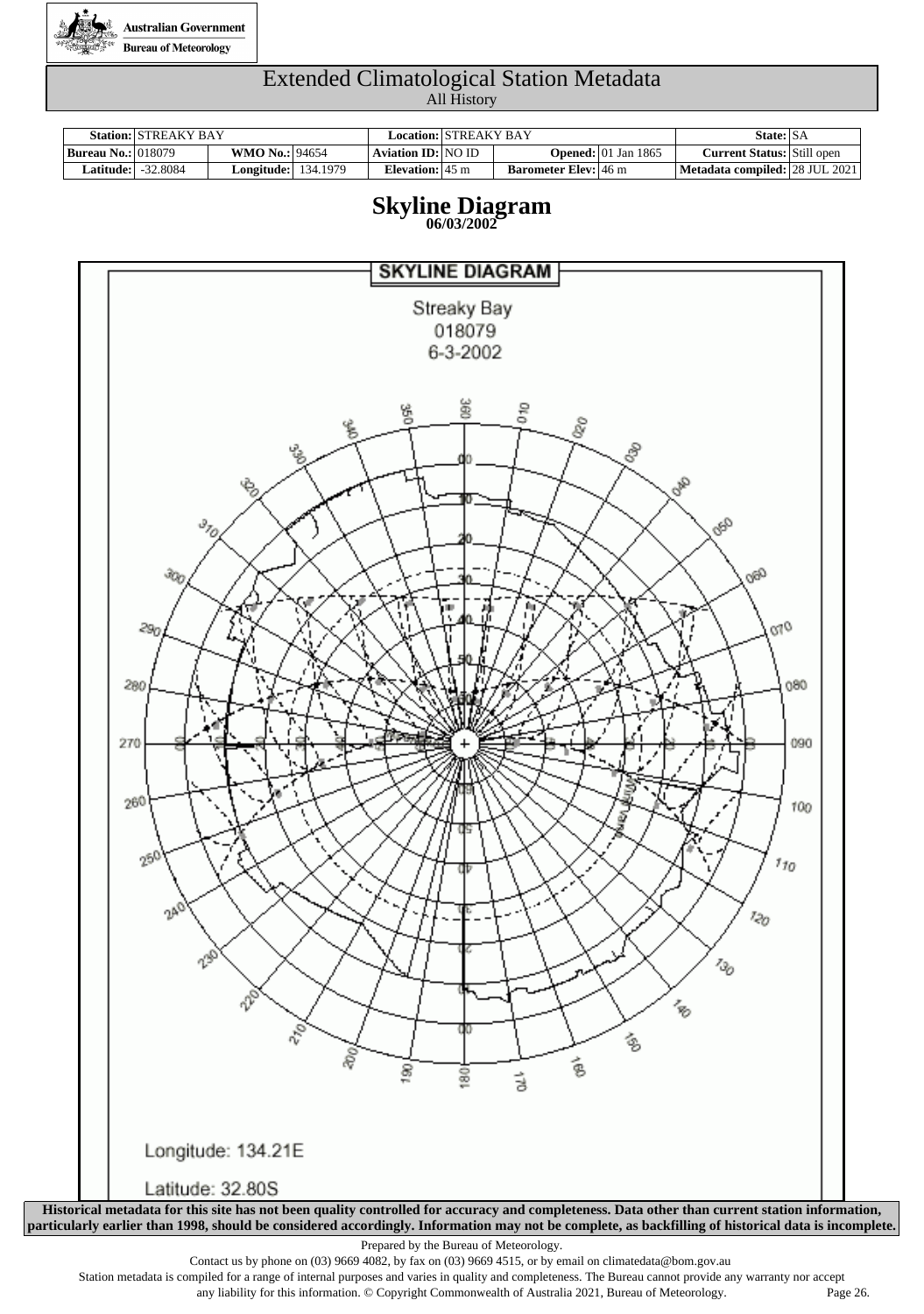Australian Government

Bureau of Meteorology

# Extended Climatological Station Metadata

All History

| **Station:** | STREAKY BAY | | | **Location:** | STREAKY BAY | | | **State:** | SA |
|---|---|---|---|---|---|---|---|---|---|
| **Bureau No.:** | 018079 | **WMO No.:** | 94654 | **Aviation ID:** | NO ID | **Opened:** | 01 Jan 1865 | **Current Status:** | Still open |
| **Latitude:** | -32.8084 | **Longitude:** | 134.1979 | **Elevation:** | 45 m | **Barometer Elev:** | 46 m | **Metadata compiled:** | 28 JUL 2021 |

## Skyline Diagram

**06/03/2002**

SKYLINE DIAGRAM

Streaky Bay

018079

6-3-2002

Longitude: 134.21E

Latitude: 32.80S

**Historical metadata for this site has not been quality controlled for accuracy and completeness. Data other than current station information, particularly earlier than 1998, should be considered accordingly. Information may not be complete, as backfilling of historical data is incomplete.**

Prepared by the Bureau of Meteorology.

Contact us by phone on (03) 9669 4082, by fax on (03) 9669 4515, or by email on climatedata@bom.gov.au

Station metadata is compiled for a range of internal purposes and varies in quality and completeness. The Bureau cannot provide any warranty nor accept any liability for this information. © Copyright Commonwealth of Australia 2021, Bureau of Meteorology.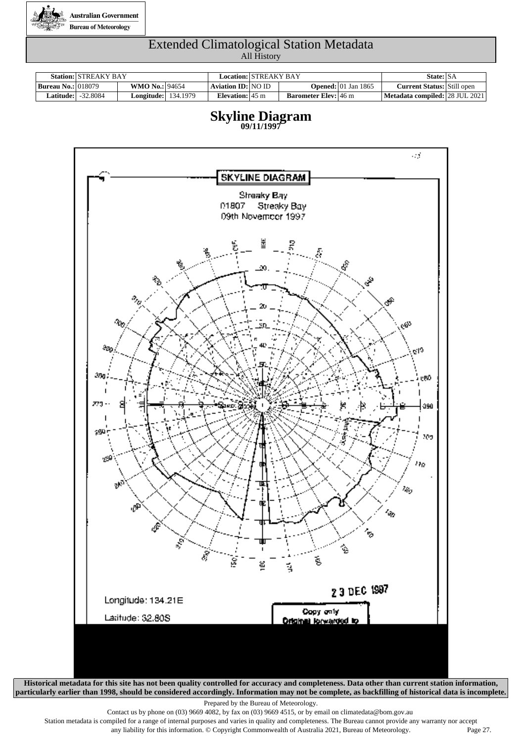Australian Government
Bureau of Meteorology

# Extended Climatological Station Metadata

All History

| Station: | STREAKY BAY | | | Location: | STREAKY BAY | | | State: | SA |
|---|---|---|---|---|---|---|---|---|---|
| Bureau No.: | 018079 | WMO No.: | 94654 | Aviation ID: | NO ID | Opened: | 01 Jan 1865 | Current Status: | Still open |
| Latitude: | -32.8084 | Longitude: | 134.1979 | Elevation: | 45 m | Barometer Elev: | 46 m | Metadata compiled: | 28 JUL 2021 |

## Skyline Diagram

**09/11/1997**

SKYLINE DIAGRAM

Streaky Bay
01807 Streaky Bay
09th November 1997

Longitude: 134.21E

Latitude: 32.80S

23 DEC 1997

Copy only
Original forwarded to

**Historical metadata for this site has not been quality controlled for accuracy and completeness. Data other than current station information, particularly earlier than 1998, should be considered accordingly. Information may not be complete, as backfilling of historical data is incomplete.**

Prepared by the Bureau of Meteorology.

Contact us by phone on (03) 9669 4082, by fax on (03) 9669 4515, or by email on climatedata@bom.gov.au

Station metadata is compiled for a range of internal purposes and varies in quality and completeness. The Bureau cannot provide any warranty nor accept any liability for this information. © Copyright Commonwealth of Australia 2021, Bureau of Meteorology.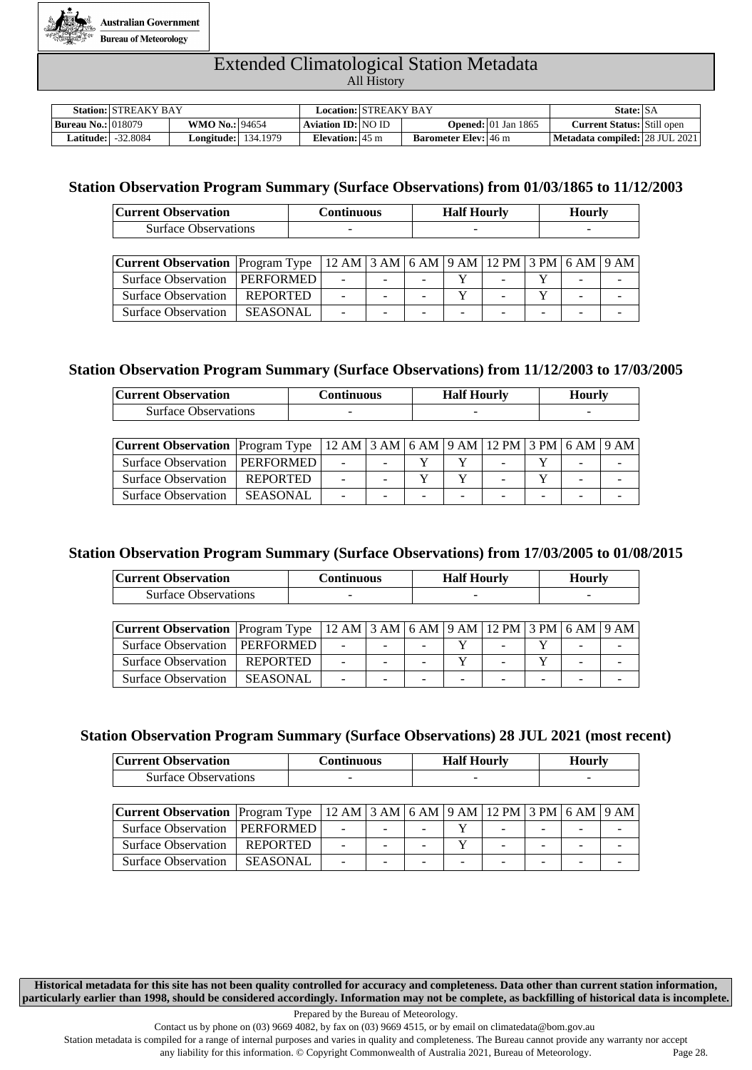Australian Government
Bureau of Meteorology

# Extended Climatological Station Metadata
All History

| **Station:** | STREAKY BAY | | | **Location:** | STREAKY BAY | | | **State:** | SA |
|---|---|---|---|---|---|---|---|---|---|
| **Bureau No.:** | 018079 | **WMO No.:** | 94654 | **Aviation ID:** | NO ID | **Opened:** | 01 Jan 1865 | **Current Status:** | Still open |
| **Latitude:** | -32.8084 | **Longitude:** | 134.1979 | **Elevation:** | 45 m | **Barometer Elev:** | 46 m | **Metadata compiled:** | 28 JUL 2021 |

## Station Observation Program Summary (Surface Observations) from 01/03/1865 to 11/12/2003

| Current Observation | Continuous | Half Hourly | Hourly |
|---|---|---|---|
| Surface Observations | - | - | - |

| Current Observation | Program Type | 12 AM | 3 AM | 6 AM | 9 AM | 12 PM | 3 PM | 6 AM | 9 AM |
|---|---|---|---|---|---|---|---|---|---|
| Surface Observation | PERFORMED | - | - | - | Y | - | Y | - | - |
| Surface Observation | REPORTED | - | - | - | Y | - | Y | - | - |
| Surface Observation | SEASONAL | - | - | - | - | - | - | - | - |

## Station Observation Program Summary (Surface Observations) from 11/12/2003 to 17/03/2005

| Current Observation | Continuous | Half Hourly | Hourly |
|---|---|---|---|
| Surface Observations | - | - | - |

| Current Observation | Program Type | 12 AM | 3 AM | 6 AM | 9 AM | 12 PM | 3 PM | 6 AM | 9 AM |
|---|---|---|---|---|---|---|---|---|---|
| Surface Observation | PERFORMED | - | - | Y | Y | - | Y | - | - |
| Surface Observation | REPORTED | - | - | Y | Y | - | Y | - | - |
| Surface Observation | SEASONAL | - | - | - | - | - | - | - | - |

## Station Observation Program Summary (Surface Observations) from 17/03/2005 to 01/08/2015

| Current Observation | Continuous | Half Hourly | Hourly |
|---|---|---|---|
| Surface Observations | - | - | - |

| Current Observation | Program Type | 12 AM | 3 AM | 6 AM | 9 AM | 12 PM | 3 PM | 6 AM | 9 AM |
|---|---|---|---|---|---|---|---|---|---|
| Surface Observation | PERFORMED | - | - | - | Y | - | Y | - | - |
| Surface Observation | REPORTED | - | - | - | Y | - | Y | - | - |
| Surface Observation | SEASONAL | - | - | - | - | - | - | - | - |

## Station Observation Program Summary (Surface Observations) 28 JUL 2021 (most recent)

| Current Observation | Continuous | Half Hourly | Hourly |
|---|---|---|---|
| Surface Observations | - | - | - |

| Current Observation | Program Type | 12 AM | 3 AM | 6 AM | 9 AM | 12 PM | 3 PM | 6 AM | 9 AM |
|---|---|---|---|---|---|---|---|---|---|
| Surface Observation | PERFORMED | - | - | - | Y | - | - | - | - |
| Surface Observation | REPORTED | - | - | - | Y | - | - | - | - |
| Surface Observation | SEASONAL | - | - | - | - | - | - | - | - |

**Historical metadata for this site has not been quality controlled for accuracy and completeness. Data other than current station information, particularly earlier than 1998, should be considered accordingly. Information may not be complete, as backfilling of historical data is incomplete.**

Prepared by the Bureau of Meteorology.
Contact us by phone on (03) 9669 4082, by fax on (03) 9669 4515, or by email on climatedata@bom.gov.au
Station metadata is compiled for a range of internal purposes and varies in quality and completeness. The Bureau cannot provide any warranty nor accept any liability for this information. © Copyright Commonwealth of Australia 2021, Bureau of Meteorology.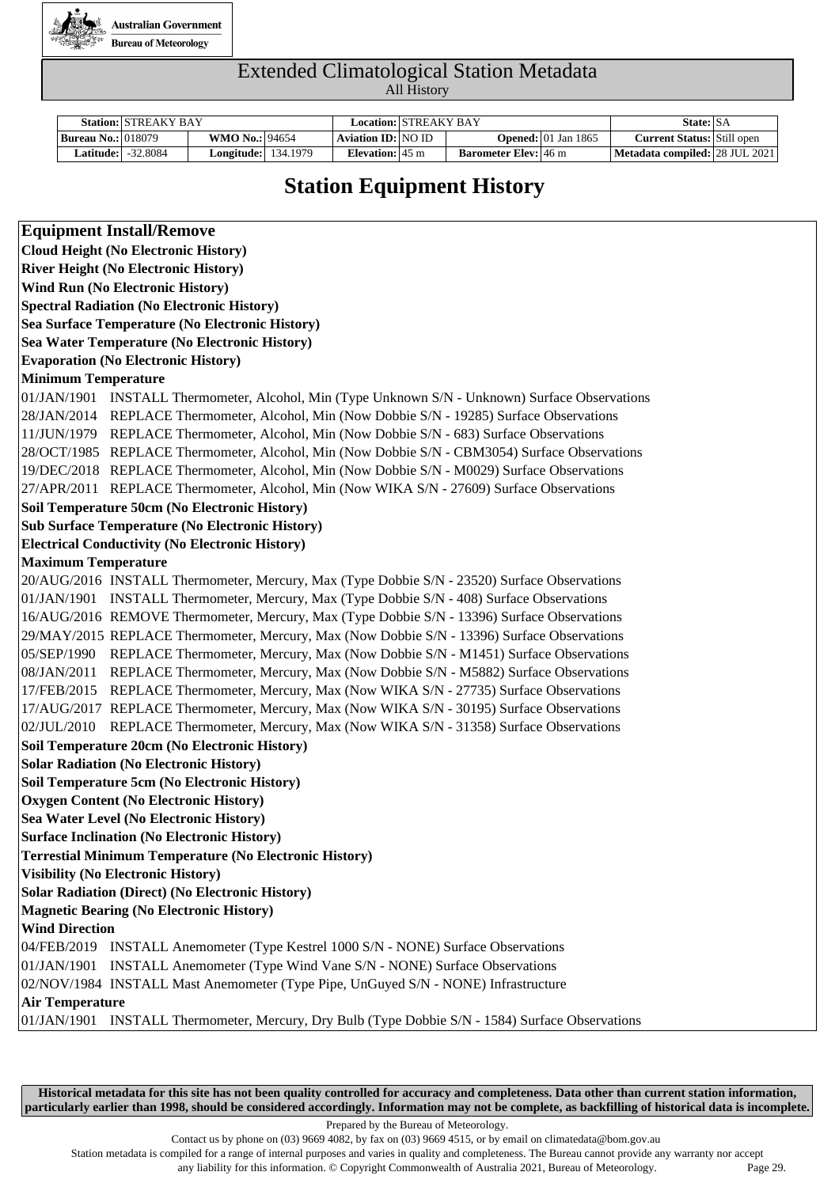Australian Government

Bureau of Meteorology

# Extended Climatological Station Metadata

All History

| Station: | STREAKY BAY | | | Location: | STREAKY BAY | | | State: | SA |
|---|---|---|---|---|---|---|---|---|---|
| Bureau No.: | 018079 | WMO No.: | 94654 | Aviation ID: | NO ID | Opened: | 01 Jan 1865 | Current Status: | Still open |
| Latitude: | -32.8084 | Longitude: | 134.1979 | Elevation: | 45 m | Barometer Elev: | 46 m | Metadata compiled: | 28 JUL 2021 |

## Station Equipment History

**Equipment Install/Remove**

**Cloud Height (No Electronic History)**

**River Height (No Electronic History)**

**Wind Run (No Electronic History)**

**Spectral Radiation (No Electronic History)**

**Sea Surface Temperature (No Electronic History)**

**Sea Water Temperature (No Electronic History)**

**Evaporation (No Electronic History)**

**Minimum Temperature**

01/JAN/1901 INSTALL Thermometer, Alcohol, Min (Type Unknown S/N - Unknown) Surface Observations
28/JAN/2014 REPLACE Thermometer, Alcohol, Min (Now Dobbie S/N - 19285) Surface Observations
11/JUN/1979 REPLACE Thermometer, Alcohol, Min (Now Dobbie S/N - 683) Surface Observations
28/OCT/1985 REPLACE Thermometer, Alcohol, Min (Now Dobbie S/N - CBM3054) Surface Observations
19/DEC/2018 REPLACE Thermometer, Alcohol, Min (Now Dobbie S/N - M0029) Surface Observations
27/APR/2011 REPLACE Thermometer, Alcohol, Min (Now WIKA S/N - 27609) Surface Observations

**Soil Temperature 50cm (No Electronic History)**

**Sub Surface Temperature (No Electronic History)**

**Electrical Conductivity (No Electronic History)**

**Maximum Temperature**

20/AUG/2016 INSTALL Thermometer, Mercury, Max (Type Dobbie S/N - 23520) Surface Observations
01/JAN/1901 INSTALL Thermometer, Mercury, Max (Type Dobbie S/N - 408) Surface Observations
16/AUG/2016 REMOVE Thermometer, Mercury, Max (Type Dobbie S/N - 13396) Surface Observations
29/MAY/2015 REPLACE Thermometer, Mercury, Max (Now Dobbie S/N - 13396) Surface Observations
05/SEP/1990 REPLACE Thermometer, Mercury, Max (Now Dobbie S/N - M1451) Surface Observations
08/JAN/2011 REPLACE Thermometer, Mercury, Max (Now Dobbie S/N - M5882) Surface Observations
17/FEB/2015 REPLACE Thermometer, Mercury, Max (Now WIKA S/N - 27735) Surface Observations
17/AUG/2017 REPLACE Thermometer, Mercury, Max (Now WIKA S/N - 30195) Surface Observations
02/JUL/2010 REPLACE Thermometer, Mercury, Max (Now WIKA S/N - 31358) Surface Observations

**Soil Temperature 20cm (No Electronic History)**

**Solar Radiation (No Electronic History)**

**Soil Temperature 5cm (No Electronic History)**

**Oxygen Content (No Electronic History)**

**Sea Water Level (No Electronic History)**

**Surface Inclination (No Electronic History)**

**Terrestial Minimum Temperature (No Electronic History)**

**Visibility (No Electronic History)**

**Solar Radiation (Direct) (No Electronic History)**

**Magnetic Bearing (No Electronic History)**

**Wind Direction**

04/FEB/2019 INSTALL Anemometer (Type Kestrel 1000 S/N - NONE) Surface Observations
01/JAN/1901 INSTALL Anemometer (Type Wind Vane S/N - NONE) Surface Observations
02/NOV/1984 INSTALL Mast Anemometer (Type Pipe, UnGuyed S/N - NONE) Infrastructure

**Air Temperature**

01/JAN/1901 INSTALL Thermometer, Mercury, Dry Bulb (Type Dobbie S/N - 1584) Surface Observations

**Historical metadata for this site has not been quality controlled for accuracy and completeness. Data other than current station information, particularly earlier than 1998, should be considered accordingly. Information may not be complete, as backfilling of historical data is incomplete.**

Prepared by the Bureau of Meteorology.

Contact us by phone on (03) 9669 4082, by fax on (03) 9669 4515, or by email on climatedata@bom.gov.au

Station metadata is compiled for a range of internal purposes and varies in quality and completeness. The Bureau cannot provide any warranty nor accept any liability for this information. © Copyright Commonwealth of Australia 2021, Bureau of Meteorology.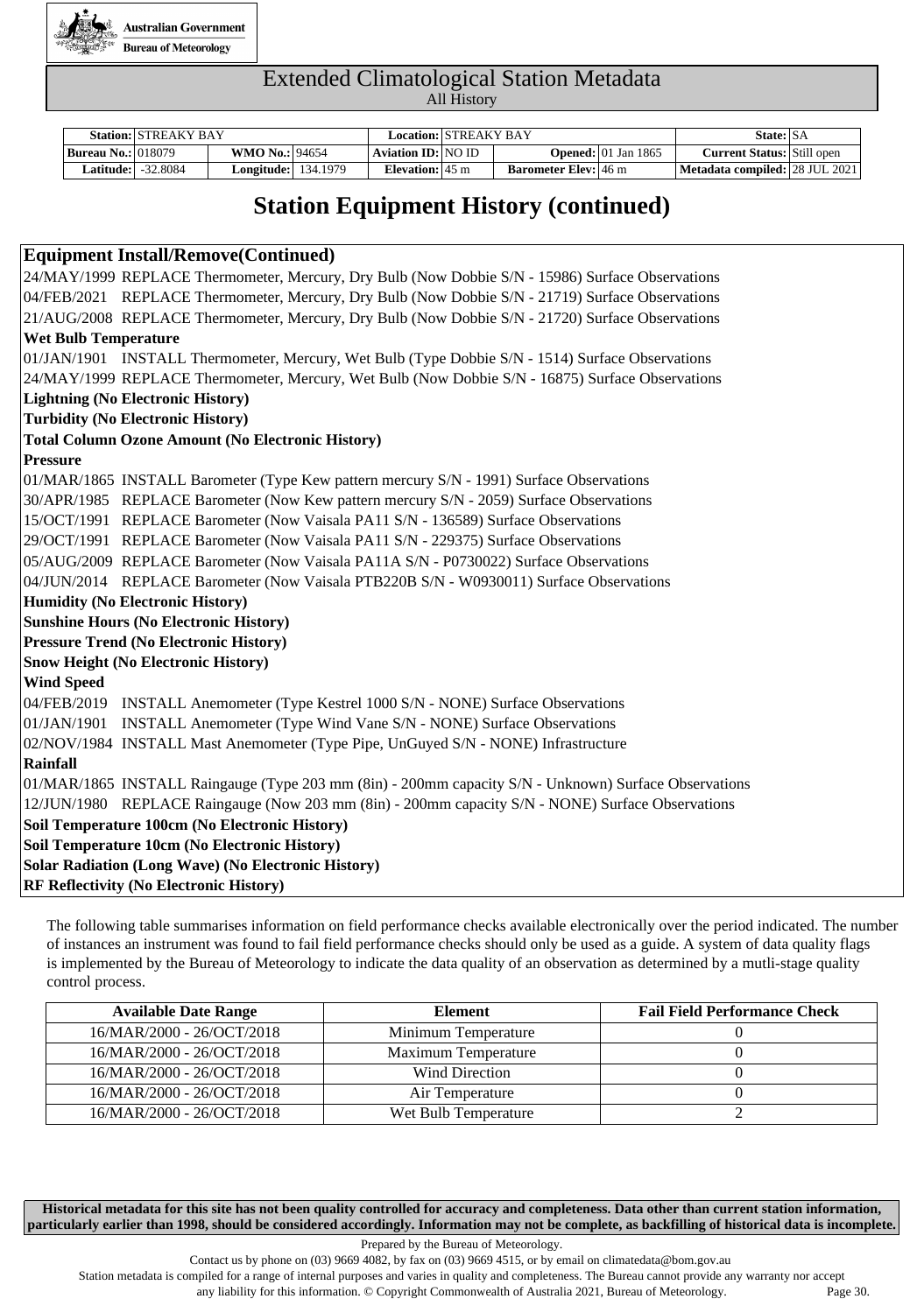Australian Government
Bureau of Meteorology

# Extended Climatological Station Metadata
All History

| Station: | STREAKY BAY | | | Location: | STREAKY BAY | | | State: | SA |
|---|---|---|---|---|---|---|---|---|---|
| Bureau No.: | 018079 | WMO No.: | 94654 | Aviation ID: | NO ID | Opened: | 01 Jan 1865 | Current Status: | Still open |
| Latitude: | -32.8084 | Longitude: | 134.1979 | Elevation: | 45 m | Barometer Elev: | 46 m | Metadata compiled: | 28 JUL 2021 |

## Station Equipment History (continued)

**Equipment Install/Remove(Continued)**

24/MAY/1999 REPLACE Thermometer, Mercury, Dry Bulb (Now Dobbie S/N - 15986) Surface Observations
04/FEB/2021 REPLACE Thermometer, Mercury, Dry Bulb (Now Dobbie S/N - 21719) Surface Observations
21/AUG/2008 REPLACE Thermometer, Mercury, Dry Bulb (Now Dobbie S/N - 21720) Surface Observations

**Wet Bulb Temperature**

01/JAN/1901 INSTALL Thermometer, Mercury, Wet Bulb (Type Dobbie S/N - 1514) Surface Observations
24/MAY/1999 REPLACE Thermometer, Mercury, Wet Bulb (Now Dobbie S/N - 16875) Surface Observations

**Lightning (No Electronic History)**

**Turbidity (No Electronic History)**

**Total Column Ozone Amount (No Electronic History)**

**Pressure**

01/MAR/1865 INSTALL Barometer (Type Kew pattern mercury S/N - 1991) Surface Observations
30/APR/1985 REPLACE Barometer (Now Kew pattern mercury S/N - 2059) Surface Observations
15/OCT/1991 REPLACE Barometer (Now Vaisala PA11 S/N - 136589) Surface Observations
29/OCT/1991 REPLACE Barometer (Now Vaisala PA11 S/N - 229375) Surface Observations
05/AUG/2009 REPLACE Barometer (Now Vaisala PA11A S/N - P0730022) Surface Observations
04/JUN/2014 REPLACE Barometer (Now Vaisala PTB220B S/N - W0930011) Surface Observations

**Humidity (No Electronic History)**

**Sunshine Hours (No Electronic History)**

**Pressure Trend (No Electronic History)**

**Snow Height (No Electronic History)**

**Wind Speed**

04/FEB/2019 INSTALL Anemometer (Type Kestrel 1000 S/N - NONE) Surface Observations
01/JAN/1901 INSTALL Anemometer (Type Wind Vane S/N - NONE) Surface Observations
02/NOV/1984 INSTALL Mast Anemometer (Type Pipe, UnGuyed S/N - NONE) Infrastructure

**Rainfall**

01/MAR/1865 INSTALL Raingauge (Type 203 mm (8in) - 200mm capacity S/N - Unknown) Surface Observations
12/JUN/1980 REPLACE Raingauge (Now 203 mm (8in) - 200mm capacity S/N - NONE) Surface Observations

**Soil Temperature 100cm (No Electronic History)**

**Soil Temperature 10cm (No Electronic History)**

**Solar Radiation (Long Wave) (No Electronic History)**

**RF Reflectivity (No Electronic History)**

The following table summarises information on field performance checks available electronically over the period indicated. The number of instances an instrument was found to fail field performance checks should only be used as a guide. A system of data quality flags is implemented by the Bureau of Meteorology to indicate the data quality of an observation as determined by a mutli-stage quality control process.

| Available Date Range | Element | Fail Field Performance Check |
|---|---|---|
| 16/MAR/2000 - 26/OCT/2018 | Minimum Temperature | 0 |
| 16/MAR/2000 - 26/OCT/2018 | Maximum Temperature | 0 |
| 16/MAR/2000 - 26/OCT/2018 | Wind Direction | 0 |
| 16/MAR/2000 - 26/OCT/2018 | Air Temperature | 0 |
| 16/MAR/2000 - 26/OCT/2018 | Wet Bulb Temperature | 2 |

**Historical metadata for this site has not been quality controlled for accuracy and completeness. Data other than current station information, particularly earlier than 1998, should be considered accordingly. Information may not be complete, as backfilling of historical data is incomplete.**

Prepared by the Bureau of Meteorology.
Contact us by phone on (03) 9669 4082, by fax on (03) 9669 4515, or by email on climatedata@bom.gov.au
Station metadata is compiled for a range of internal purposes and varies in quality and completeness. The Bureau cannot provide any warranty nor accept any liability for this information. © Copyright Commonwealth of Australia 2021, Bureau of Meteorology.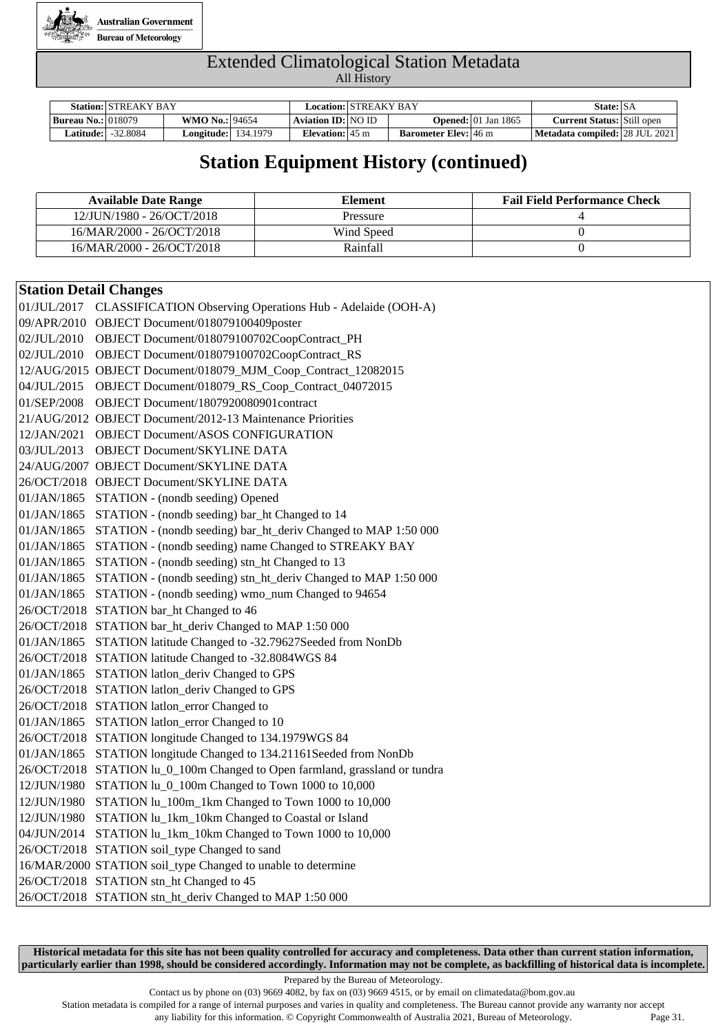Australian Government
Bureau of Meteorology

# Extended Climatological Station Metadata
All History

| **Station:** | STREAKY BAY | | | **Location:** | STREAKY BAY | | | **State:** | SA |
|---|---|---|---|---|---|---|---|---|---|
| **Bureau No.:** | 018079 | **WMO No.:** | 94654 | **Aviation ID:** | NO ID | **Opened:** | 01 Jan 1865 | **Current Status:** | Still open |
| **Latitude:** | -32.8084 | **Longitude:** | 134.1979 | **Elevation:** | 45 m | **Barometer Elev:** | 46 m | **Metadata compiled:** | 28 JUL 2021 |

## Station Equipment History (continued)

| Available Date Range | Element | Fail Field Performance Check |
|---|---|---|
| 12/JUN/1980 - 26/OCT/2018 | Pressure | 4 |
| 16/MAR/2000 - 26/OCT/2018 | Wind Speed | 0 |
| 16/MAR/2000 - 26/OCT/2018 | Rainfall | 0 |

### Station Detail Changes

| | |
|---|---|
| 01/JUL/2017 | CLASSIFICATION Observing Operations Hub - Adelaide (OOH-A) |
| 09/APR/2010 | OBJECT Document/018079100409poster |
| 02/JUL/2010 | OBJECT Document/018079100702CoopContract_PH |
| 02/JUL/2010 | OBJECT Document/018079100702CoopContract_RS |
| 12/AUG/2015 | OBJECT Document/018079_MJM_Coop_Contract_12082015 |
| 04/JUL/2015 | OBJECT Document/018079_RS_Coop_Contract_04072015 |
| 01/SEP/2008 | OBJECT Document/1807920080901contract |
| 21/AUG/2012 | OBJECT Document/2012-13 Maintenance Priorities |
| 12/JAN/2021 | OBJECT Document/ASOS CONFIGURATION |
| 03/JUL/2013 | OBJECT Document/SKYLINE DATA |
| 24/AUG/2007 | OBJECT Document/SKYLINE DATA |
| 26/OCT/2018 | OBJECT Document/SKYLINE DATA |
| 01/JAN/1865 | STATION - (nondb seeding) Opened |
| 01/JAN/1865 | STATION - (nondb seeding) bar_ht Changed to 14 |
| 01/JAN/1865 | STATION - (nondb seeding) bar_ht_deriv Changed to MAP 1:50 000 |
| 01/JAN/1865 | STATION - (nondb seeding) name Changed to STREAKY BAY |
| 01/JAN/1865 | STATION - (nondb seeding) stn_ht Changed to 13 |
| 01/JAN/1865 | STATION - (nondb seeding) stn_ht_deriv Changed to MAP 1:50 000 |
| 01/JAN/1865 | STATION - (nondb seeding) wmo_num Changed to 94654 |
| 26/OCT/2018 | STATION bar_ht Changed to 46 |
| 26/OCT/2018 | STATION bar_ht_deriv Changed to MAP 1:50 000 |
| 01/JAN/1865 | STATION latitude Changed to -32.79627Seeded from NonDb |
| 26/OCT/2018 | STATION latitude Changed to -32.8084WGS 84 |
| 01/JAN/1865 | STATION latlon_deriv Changed to GPS |
| 26/OCT/2018 | STATION latlon_deriv Changed to GPS |
| 26/OCT/2018 | STATION latlon_error Changed to |
| 01/JAN/1865 | STATION latlon_error Changed to 10 |
| 26/OCT/2018 | STATION longitude Changed to 134.1979WGS 84 |
| 01/JAN/1865 | STATION longitude Changed to 134.21161Seeded from NonDb |
| 26/OCT/2018 | STATION lu_0_100m Changed to Open farmland, grassland or tundra |
| 12/JUN/1980 | STATION lu_0_100m Changed to Town 1000 to 10,000 |
| 12/JUN/1980 | STATION lu_100m_1km Changed to Town 1000 to 10,000 |
| 12/JUN/1980 | STATION lu_1km_10km Changed to Coastal or Island |
| 04/JUN/2014 | STATION lu_1km_10km Changed to Town 1000 to 10,000 |
| 26/OCT/2018 | STATION soil_type Changed to sand |
| 16/MAR/2000 | STATION soil_type Changed to unable to determine |
| 26/OCT/2018 | STATION stn_ht Changed to 45 |
| 26/OCT/2018 | STATION stn_ht_deriv Changed to MAP 1:50 000 |

**Historical metadata for this site has not been quality controlled for accuracy and completeness. Data other than current station information, particularly earlier than 1998, should be considered accordingly. Information may not be complete, as backfilling of historical data is incomplete.**

Prepared by the Bureau of Meteorology.
Contact us by phone on (03) 9669 4082, by fax on (03) 9669 4515, or by email on climatedata@bom.gov.au
Station metadata is compiled for a range of internal purposes and varies in quality and completeness. The Bureau cannot provide any warranty nor accept any liability for this information. © Copyright Commonwealth of Australia 2021, Bureau of Meteorology.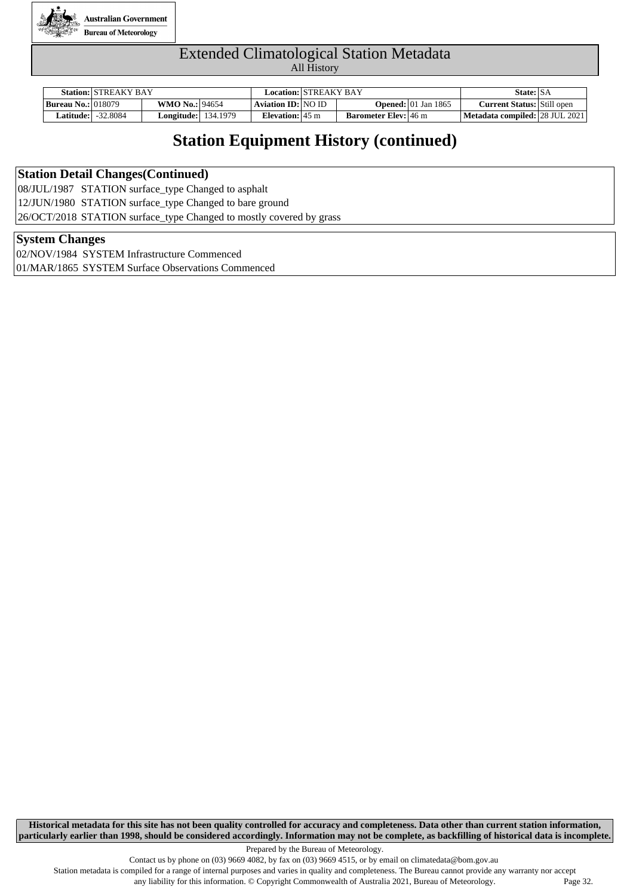# Extended Climatological Station Metadata

All History

| **Station:** | STREAKY BAY | | | **Location:** | STREAKY BAY | | | **State:** | SA |
|---|---|---|---|---|---|---|---|---|---|
| **Bureau No.:** | 018079 | **WMO No.:** | 94654 | **Aviation ID:** | NO ID | **Opened:** | 01 Jan 1865 | **Current Status:** | Still open |
| **Latitude:** | -32.8084 | **Longitude:** | 134.1979 | **Elevation:** | 45 m | **Barometer Elev:** | 46 m | **Metadata compiled:** | 28 JUL 2021 |

## Station Equipment History (continued)

### Station Detail Changes(Continued)

08/JUL/1987 STATION surface_type Changed to asphalt

12/JUN/1980 STATION surface_type Changed to bare ground

26/OCT/2018 STATION surface_type Changed to mostly covered by grass

### System Changes

02/NOV/1984 SYSTEM Infrastructure Commenced

01/MAR/1865 SYSTEM Surface Observations Commenced

**Historical metadata for this site has not been quality controlled for accuracy and completeness. Data other than current station information, particularly earlier than 1998, should be considered accordingly. Information may not be complete, as backfilling of historical data is incomplete.**

Prepared by the Bureau of Meteorology.

Contact us by phone on (03) 9669 4082, by fax on (03) 9669 4515, or by email on climatedata@bom.gov.au

Station metadata is compiled for a range of internal purposes and varies in quality and completeness. The Bureau cannot provide any warranty nor accept any liability for this information. © Copyright Commonwealth of Australia 2021, Bureau of Meteorology.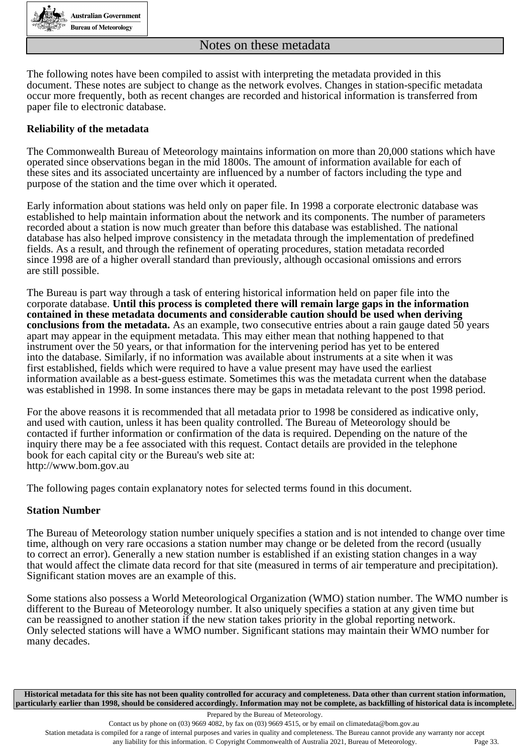# Notes on these metadata

The following notes have been compiled to assist with interpreting the metadata provided in this document. These notes are subject to change as the network evolves. Changes in station-specific metadata occur more frequently, both as recent changes are recorded and historical information is transferred from paper file to electronic database.

**Reliability of the metadata**

The Commonwealth Bureau of Meteorology maintains information on more than 20,000 stations which have operated since observations began in the mid 1800s. The amount of information available for each of these sites and its associated uncertainty are influenced by a number of factors including the type and purpose of the station and the time over which it operated.

Early information about stations was held only on paper file. In 1998 a corporate electronic database was established to help maintain information about the network and its components. The number of parameters recorded about a station is now much greater than before this database was established. The national database has also helped improve consistency in the metadata through the implementation of predefined fields. As a result, and through the refinement of operating procedures, station metadata recorded since 1998 are of a higher overall standard than previously, although occasional omissions and errors are still possible.

The Bureau is part way through a task of entering historical information held on paper file into the corporate database. **Until this process is completed there will remain large gaps in the information contained in these metadata documents and considerable caution should be used when deriving conclusions from the metadata.** As an example, two consecutive entries about a rain gauge dated 50 years apart may appear in the equipment metadata. This may either mean that nothing happened to that instrument over the 50 years, or that information for the intervening period has yet to be entered into the database. Similarly, if no information was available about instruments at a site when it was first established, fields which were required to have a value present may have used the earliest information available as a best-guess estimate. Sometimes this was the metadata current when the database was established in 1998. In some instances there may be gaps in metadata relevant to the post 1998 period.

For the above reasons it is recommended that all metadata prior to 1998 be considered as indicative only, and used with caution, unless it has been quality controlled. The Bureau of Meteorology should be contacted if further information or confirmation of the data is required. Depending on the nature of the inquiry there may be a fee associated with this request. Contact details are provided in the telephone book for each capital city or the Bureau's web site at:
http://www.bom.gov.au

The following pages contain explanatory notes for selected terms found in this document.

**Station Number**

The Bureau of Meteorology station number uniquely specifies a station and is not intended to change over time time, although on very rare occasions a station number may change or be deleted from the record (usually to correct an error). Generally a new station number is established if an existing station changes in a way that would affect the climate data record for that site (measured in terms of air temperature and precipitation). Significant station moves are an example of this.

Some stations also possess a World Meteorological Organization (WMO) station number. The WMO number is different to the Bureau of Meteorology number. It also uniquely specifies a station at any given time but can be reassigned to another station if the new station takes priority in the global reporting network. Only selected stations will have a WMO number. Significant stations may maintain their WMO number for many decades.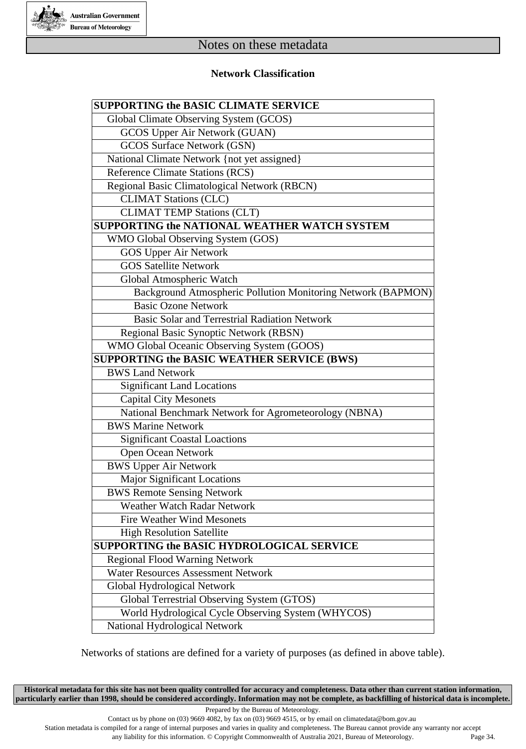## Notes on these metadata

### Network Classification

| SUPPORTING the BASIC CLIMATE SERVICE |
|---|
| Global Climate Observing System (GCOS) |
| GCOS Upper Air Network (GUAN) |
| GCOS Surface Network (GSN) |
| National Climate Network {not yet assigned} |
| Reference Climate Stations (RCS) |
| Regional Basic Climatological Network (RBCN) |
| CLIMAT Stations (CLC) |
| CLIMAT TEMP Stations (CLT) |
| **SUPPORTING the NATIONAL WEATHER WATCH SYSTEM** |
| WMO Global Observing System (GOS) |
| GOS Upper Air Network |
| GOS Satellite Network |
| Global Atmospheric Watch |
| Background Atmospheric Pollution Monitoring Network (BAPMON) |
| Basic Ozone Network |
| Basic Solar and Terrestrial Radiation Network |
| Regional Basic Synoptic Network (RBSN) |
| WMO Global Oceanic Observing System (GOOS) |
| **SUPPORTING the BASIC WEATHER SERVICE (BWS)** |
| BWS Land Network |
| Significant Land Locations |
| Capital City Mesonets |
| National Benchmark Network for Agrometeorology (NBNA) |
| BWS Marine Network |
| Significant Coastal Loactions |
| Open Ocean Network |
| BWS Upper Air Network |
| Major Significant Locations |
| BWS Remote Sensing Network |
| Weather Watch Radar Network |
| Fire Weather Wind Mesonets |
| High Resolution Satellite |
| **SUPPORTING the BASIC HYDROLOGICAL SERVICE** |
| Regional Flood Warning Network |
| Water Resources Assessment Network |
| Global Hydrological Network |
| Global Terrestrial Observing System (GTOS) |
| World Hydrological Cycle Observing System (WHYCOS) |
| National Hydrological Network |

Networks of stations are defined for a variety of purposes (as defined in above table).

**Historical metadata for this site has not been quality controlled for accuracy and completeness. Data other than current station information, particularly earlier than 1998, should be considered accordingly. Information may not be complete, as backfilling of historical data is incomplete.**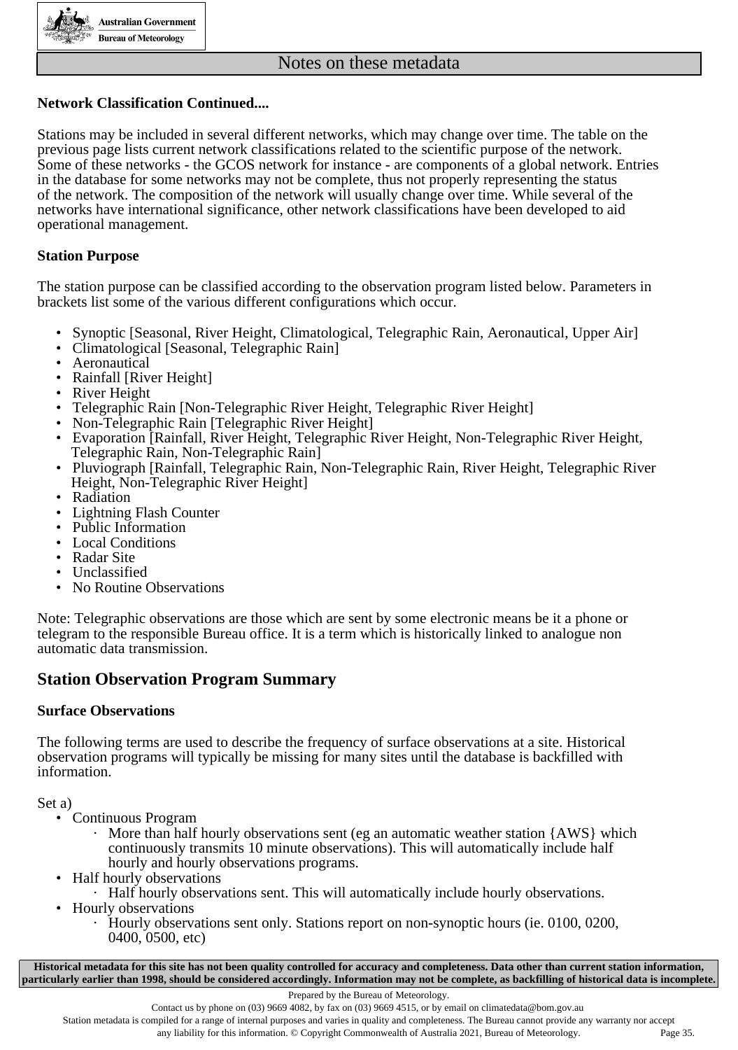## Notes on these metadata

**Network Classification Continued....**

Stations may be included in several different networks, which may change over time. The table on the previous page lists current network classifications related to the scientific purpose of the network. Some of these networks - the GCOS network for instance - are components of a global network. Entries in the database for some networks may not be complete, thus not properly representing the status of the network. The composition of the network will usually change over time. While several of the networks have international significance, other network classifications have been developed to aid operational management.

**Station Purpose**

The station purpose can be classified according to the observation program listed below. Parameters in brackets list some of the various different configurations which occur.

- Synoptic [Seasonal, River Height, Climatological, Telegraphic Rain, Aeronautical, Upper Air]
- Climatological [Seasonal, Telegraphic Rain]
- Aeronautical
- Rainfall [River Height]
- River Height
- Telegraphic Rain [Non-Telegraphic River Height, Telegraphic River Height]
- Non-Telegraphic Rain [Telegraphic River Height]
- Evaporation [Rainfall, River Height, Telegraphic River Height, Non-Telegraphic River Height, Telegraphic Rain, Non-Telegraphic Rain]
- Pluviograph [Rainfall, Telegraphic Rain, Non-Telegraphic Rain, River Height, Telegraphic River Height, Non-Telegraphic River Height]
- Radiation
- Lightning Flash Counter
- Public Information
- Local Conditions
- Radar Site
- Unclassified
- No Routine Observations

Note: Telegraphic observations are those which are sent by some electronic means be it a phone or telegram to the responsible Bureau office. It is a term which is historically linked to analogue non automatic data transmission.

## Station Observation Program Summary

**Surface Observations**

The following terms are used to describe the frequency of surface observations at a site. Historical observation programs will typically be missing for many sites until the database is backfilled with information.

Set a)

- Continuous Program
  - More than half hourly observations sent (eg an automatic weather station {AWS} which continuously transmits 10 minute observations). This will automatically include half hourly and hourly observations programs.
- Half hourly observations
  - Half hourly observations sent. This will automatically include hourly observations.
- Hourly observations
  - Hourly observations sent only. Stations report on non-synoptic hours (ie. 0100, 0200, 0400, 0500, etc)

**Historical metadata for this site has not been quality controlled for accuracy and completeness. Data other than current station information, particularly earlier than 1998, should be considered accordingly. Information may not be complete, as backfilling of historical data is incomplete.**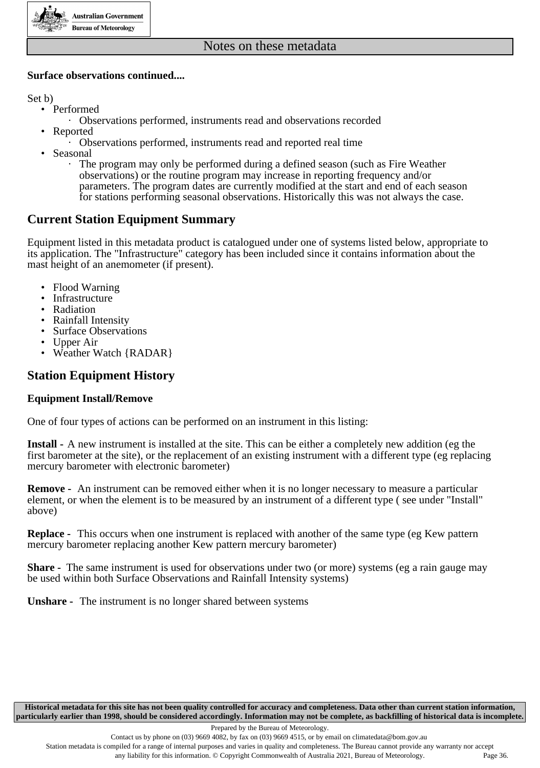**Surface observations continued....**

Set b)

- Performed
    - Observations performed, instruments read and observations recorded
- Reported
    - Observations performed, instruments read and reported real time
- Seasonal
    - The program may only be performed during a defined season (such as Fire Weather observations) or the routine program may increase in reporting frequency and/or parameters. The program dates are currently modified at the start and end of each season for stations performing seasonal observations. Historically this was not always the case.

## Current Station Equipment Summary

Equipment listed in this metadata product is catalogued under one of systems listed below, appropriate to its application. The "Infrastructure" category has been included since it contains information about the mast height of an anemometer (if present).

- Flood Warning
- Infrastructure
- Radiation
- Rainfall Intensity
- Surface Observations
- Upper Air
- Weather Watch {RADAR}

## Station Equipment History

### Equipment Install/Remove

One of four types of actions can be performed on an instrument in this listing:

**Install -** A new instrument is installed at the site. This can be either a completely new addition (eg the first barometer at the site), or the replacement of an existing instrument with a different type (eg replacing mercury barometer with electronic barometer)

**Remove -** An instrument can be removed either when it is no longer necessary to measure a particular element, or when the element is to be measured by an instrument of a different type ( see under "Install" above)

**Replace -** This occurs when one instrument is replaced with another of the same type (eg Kew pattern mercury barometer replacing another Kew pattern mercury barometer)

**Share -** The same instrument is used for observations under two (or more) systems (eg a rain gauge may be used within both Surface Observations and Rainfall Intensity systems)

**Unshare** - The instrument is no longer shared between systems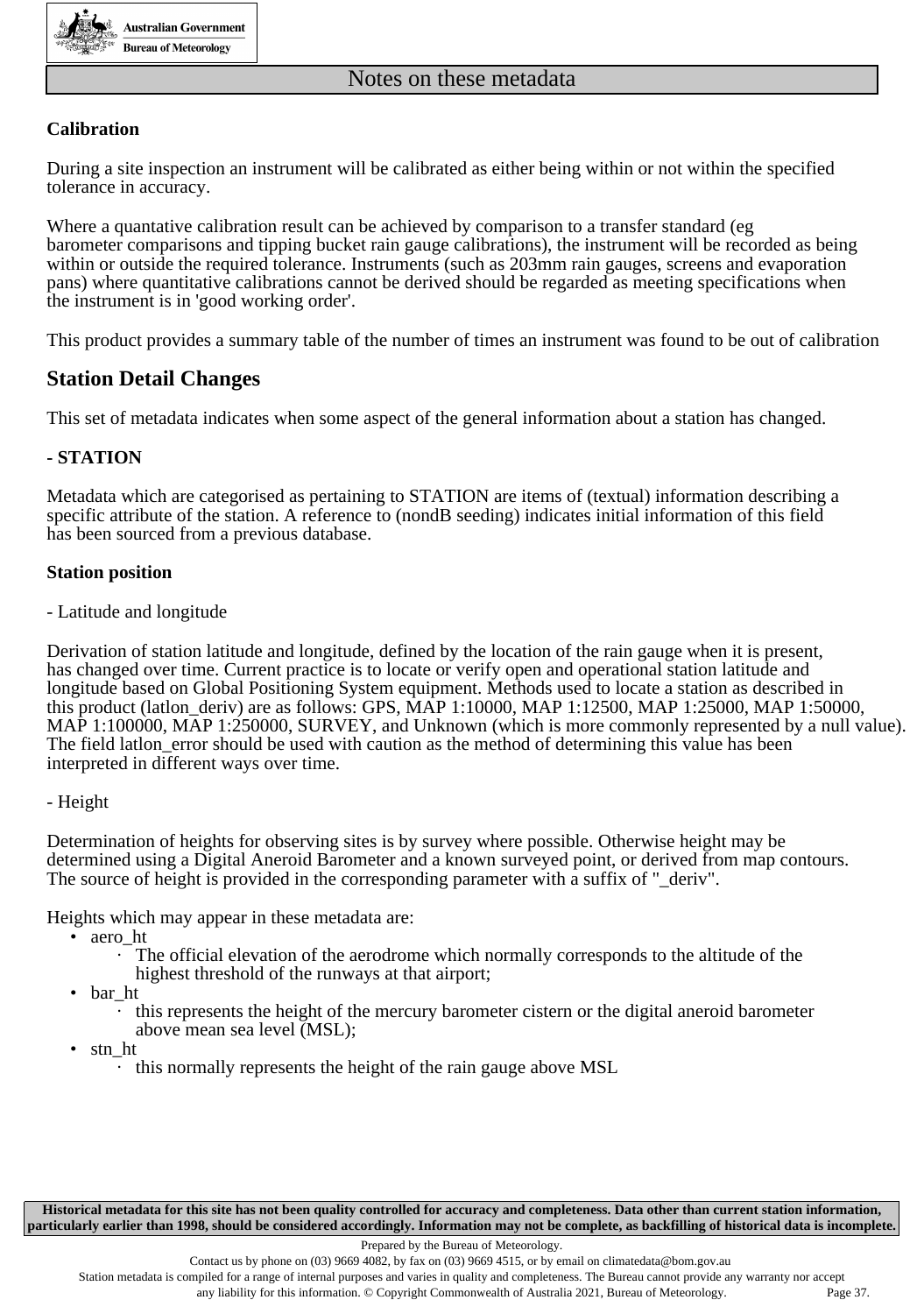Notes on these metadata

**Calibration**

During a site inspection an instrument will be calibrated as either being within or not within the specified tolerance in accuracy.

Where a quantative calibration result can be achieved by comparison to a transfer standard (eg barometer comparisons and tipping bucket rain gauge calibrations), the instrument will be recorded as being within or outside the required tolerance. Instruments (such as 203mm rain gauges, screens and evaporation pans) where quantitative calibrations cannot be derived should be regarded as meeting specifications when the instrument is in 'good working order'.

This product provides a summary table of the number of times an instrument was found to be out of calibration

## Station Detail Changes

This set of metadata indicates when some aspect of the general information about a station has changed.

**- STATION**

Metadata which are categorised as pertaining to STATION are items of (textual) information describing a specific attribute of the station. A reference to (nondB seeding) indicates initial information of this field has been sourced from a previous database.

**Station position**

- Latitude and longitude

Derivation of station latitude and longitude, defined by the location of the rain gauge when it is present, has changed over time. Current practice is to locate or verify open and operational station latitude and longitude based on Global Positioning System equipment. Methods used to locate a station as described in this product (latlon_deriv) are as follows: GPS, MAP 1:10000, MAP 1:12500, MAP 1:25000, MAP 1:50000, MAP 1:100000, MAP 1:250000, SURVEY, and Unknown (which is more commonly represented by a null value). The field latlon_error should be used with caution as the method of determining this value has been interpreted in different ways over time.

- Height

Determination of heights for observing sites is by survey where possible. Otherwise height may be determined using a Digital Aneroid Barometer and a known surveyed point, or derived from map contours. The source of height is provided in the corresponding parameter with a suffix of "_deriv".

Heights which may appear in these metadata are:

- aero_ht
  - The official elevation of the aerodrome which normally corresponds to the altitude of the highest threshold of the runways at that airport;
- bar_ht
  - this represents the height of the mercury barometer cistern or the digital aneroid barometer above mean sea level (MSL);
- stn_ht
  - this normally represents the height of the rain gauge above MSL

**Historical metadata for this site has not been quality controlled for accuracy and completeness. Data other than current station information, particularly earlier than 1998, should be considered accordingly. Information may not be complete, as backfilling of historical data is incomplete.**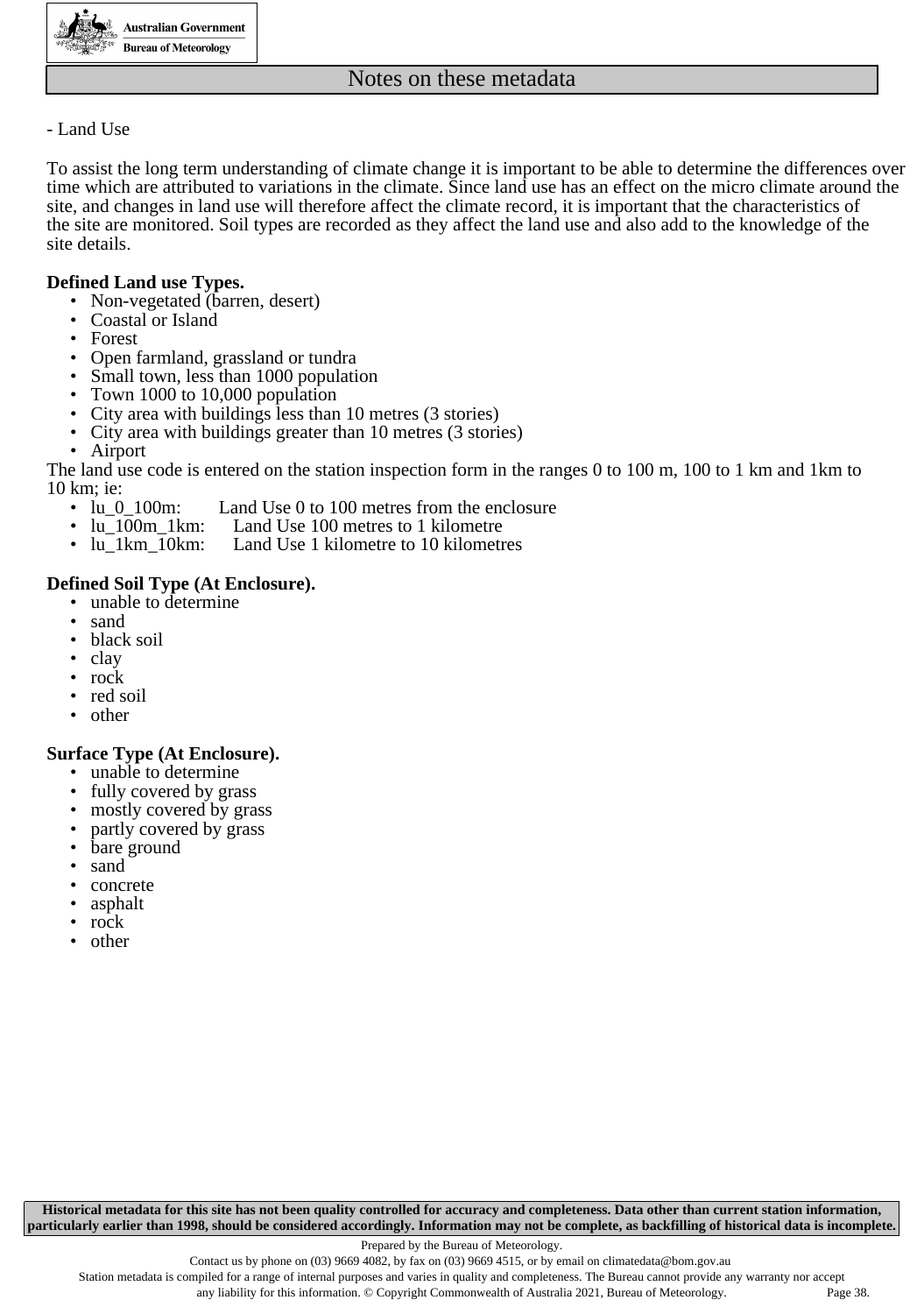## Notes on these metadata

- Land Use

To assist the long term understanding of climate change it is important to be able to determine the differences over time which are attributed to variations in the climate. Since land use has an effect on the micro climate around the site, and changes in land use will therefore affect the climate record, it is important that the characteristics of the site are monitored. Soil types are recorded as they affect the land use and also add to the knowledge of the site details.

**Defined Land use Types.**

- Non-vegetated (barren, desert)
- Coastal or Island
- Forest
- Open farmland, grassland or tundra
- Small town, less than 1000 population
- Town 1000 to 10,000 population
- City area with buildings less than 10 metres (3 stories)
- City area with buildings greater than 10 metres (3 stories)
- Airport

The land use code is entered on the station inspection form in the ranges 0 to 100 m, 100 to 1 km and 1km to 10 km; ie:

- lu_0_100m: Land Use 0 to 100 metres from the enclosure
- lu_100m_1km: Land Use 100 metres to 1 kilometre
- lu_1km_10km: Land Use 1 kilometre to 10 kilometres

**Defined Soil Type (At Enclosure).**

- unable to determine
- sand
- black soil
- clay
- rock
- red soil
- other

**Surface Type (At Enclosure).**

- unable to determine
- fully covered by grass
- mostly covered by grass
- partly covered by grass
- bare ground
- sand
- concrete
- asphalt
- rock
- other

**Historical metadata for this site has not been quality controlled for accuracy and completeness. Data other than current station information, particularly earlier than 1998, should be considered accordingly. Information may not be complete, as backfilling of historical data is incomplete.**

Prepared by the Bureau of Meteorology.

Contact us by phone on (03) 9669 4082, by fax on (03) 9669 4515, or by email on climatedata@bom.gov.au

Station metadata is compiled for a range of internal purposes and varies in quality and completeness. The Bureau cannot provide any warranty nor accept any liability for this information. © Copyright Commonwealth of Australia 2021, Bureau of Meteorology.